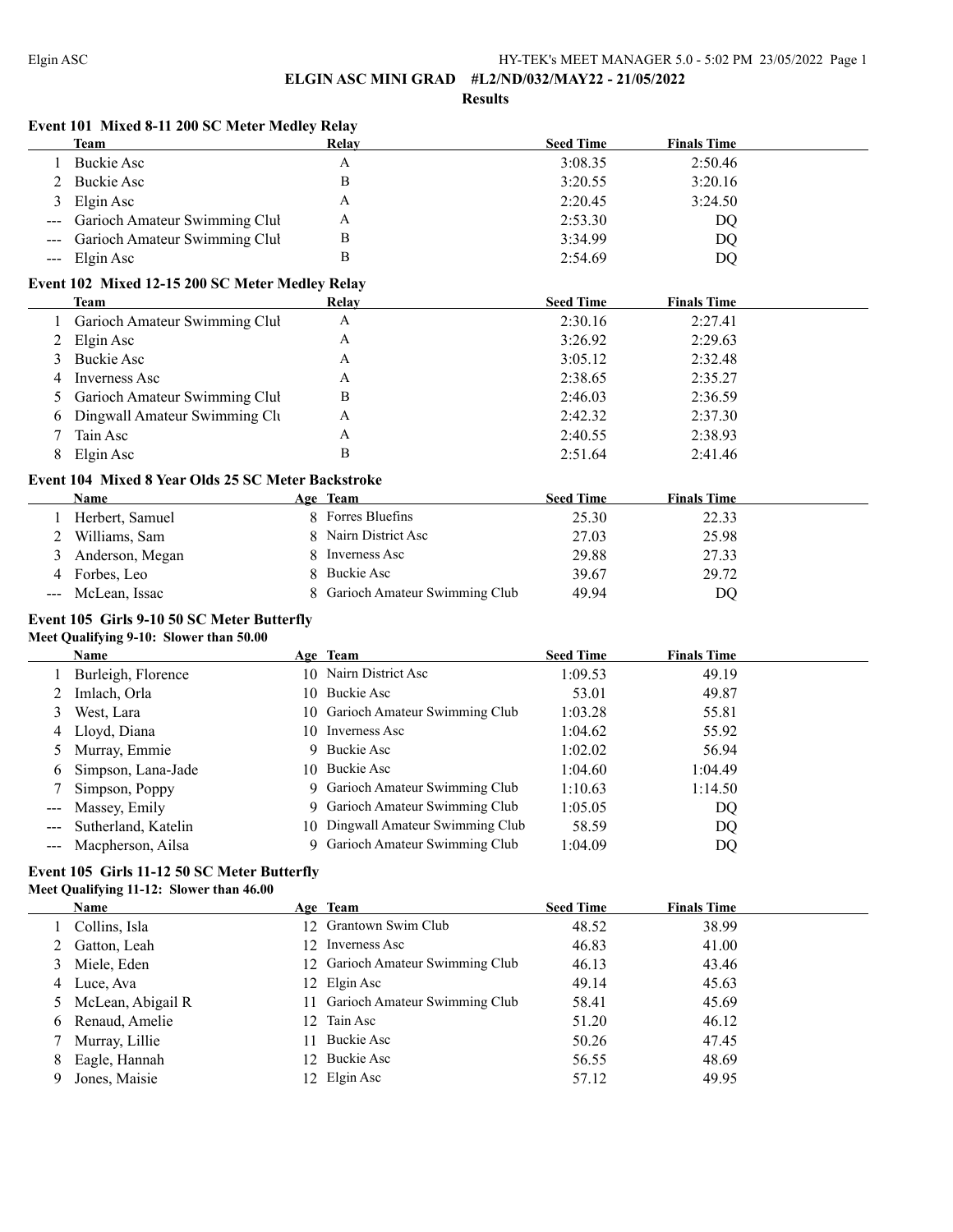**ELGIN ASC MINI GRAD #L2/ND/032/MAY22 - 21/05/2022**

**Results**

### Event 101 Mixed 8-11 200 SC Meter Medley Relay

| | Team | Relay | Seed Time | Finals Time |
|---|---|---|---|---|
| 1 | Buckie Asc | A | 3:08.35 | 2:50.46 |
| 2 | Buckie Asc | B | 3:20.55 | 3:20.16 |
| 3 | Elgin Asc | A | 2:20.45 | 3:24.50 |
| --- | Garioch Amateur Swimming Clul | A | 2:53.30 | DQ |
| --- | Garioch Amateur Swimming Clul | B | 3:34.99 | DQ |
| --- | Elgin Asc | B | 2:54.69 | DQ |

### Event 102 Mixed 12-15 200 SC Meter Medley Relay

| | Team | Relay | Seed Time | Finals Time |
|---|---|---|---|---|
| 1 | Garioch Amateur Swimming Clul | A | 2:30.16 | 2:27.41 |
| 2 | Elgin Asc | A | 3:26.92 | 2:29.63 |
| 3 | Buckie Asc | A | 3:05.12 | 2:32.48 |
| 4 | Inverness Asc | A | 2:38.65 | 2:35.27 |
| 5 | Garioch Amateur Swimming Clul | B | 2:46.03 | 2:36.59 |
| 6 | Dingwall Amateur Swimming Clı | A | 2:42.32 | 2:37.30 |
| 7 | Tain Asc | A | 2:40.55 | 2:38.93 |
| 8 | Elgin Asc | B | 2:51.64 | 2:41.46 |

### Event 104 Mixed 8 Year Olds 25 SC Meter Backstroke

| | Name | Age | Team | Seed Time | Finals Time |
|---|---|---|---|---|---|
| 1 | Herbert, Samuel | 8 | Forres Bluefins | 25.30 | 22.33 |
| 2 | Williams, Sam | 8 | Nairn District Asc | 27.03 | 25.98 |
| 3 | Anderson, Megan | 8 | Inverness Asc | 29.88 | 27.33 |
| 4 | Forbes, Leo | 8 | Buckie Asc | 39.67 | 29.72 |
| --- | McLean, Issac | 8 | Garioch Amateur Swimming Club | 49.94 | DQ |

### Event 105 Girls 9-10 50 SC Meter Butterfly

**Meet Qualifying 9-10: Slower than 50.00**

| | Name | Age | Team | Seed Time | Finals Time |
|---|---|---|---|---|---|
| 1 | Burleigh, Florence | 10 | Nairn District Asc | 1:09.53 | 49.19 |
| 2 | Imlach, Orla | 10 | Buckie Asc | 53.01 | 49.87 |
| 3 | West, Lara | 10 | Garioch Amateur Swimming Club | 1:03.28 | 55.81 |
| 4 | Lloyd, Diana | 10 | Inverness Asc | 1:04.62 | 55.92 |
| 5 | Murray, Emmie | 9 | Buckie Asc | 1:02.02 | 56.94 |
| 6 | Simpson, Lana-Jade | 10 | Buckie Asc | 1:04.60 | 1:04.49 |
| 7 | Simpson, Poppy | 9 | Garioch Amateur Swimming Club | 1:10.63 | 1:14.50 |
| --- | Massey, Emily | 9 | Garioch Amateur Swimming Club | 1:05.05 | DQ |
| --- | Sutherland, Katelin | 10 | Dingwall Amateur Swimming Club | 58.59 | DQ |
| --- | Macpherson, Ailsa | 9 | Garioch Amateur Swimming Club | 1:04.09 | DQ |

### Event 105 Girls 11-12 50 SC Meter Butterfly

**Meet Qualifying 11-12: Slower than 46.00**

| | Name | Age | Team | Seed Time | Finals Time |
|---|---|---|---|---|---|
| 1 | Collins, Isla | 12 | Grantown Swim Club | 48.52 | 38.99 |
| 2 | Gatton, Leah | 12 | Inverness Asc | 46.83 | 41.00 |
| 3 | Miele, Eden | 12 | Garioch Amateur Swimming Club | 46.13 | 43.46 |
| 4 | Luce, Ava | 12 | Elgin Asc | 49.14 | 45.63 |
| 5 | McLean, Abigail R | 11 | Garioch Amateur Swimming Club | 58.41 | 45.69 |
| 6 | Renaud, Amelie | 12 | Tain Asc | 51.20 | 46.12 |
| 7 | Murray, Lillie | 11 | Buckie Asc | 50.26 | 47.45 |
| 8 | Eagle, Hannah | 12 | Buckie Asc | 56.55 | 48.69 |
| 9 | Jones, Maisie | 12 | Elgin Asc | 57.12 | 49.95 |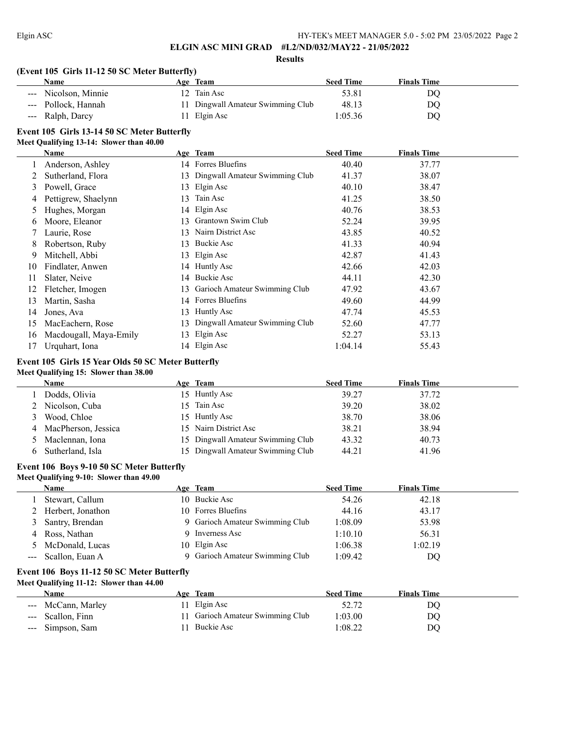## ELGIN ASC MINI GRAD #L2/ND/032/MAY22 - 21/05/2022

**Results**

### (Event 105 Girls 11-12 50 SC Meter Butterfly)

| | Name | Age | Team | Seed Time | Finals Time |
|---|---|---|---|---|---|
| --- | Nicolson, Minnie | 12 | Tain Asc | 53.81 | DQ |
| --- | Pollock, Hannah | 11 | Dingwall Amateur Swimming Club | 48.13 | DQ |
| --- | Ralph, Darcy | 11 | Elgin Asc | 1:05.36 | DQ |

### Event 105 Girls 13-14 50 SC Meter Butterfly

**Meet Qualifying 13-14: Slower than 40.00**

| | Name | Age | Team | Seed Time | Finals Time |
|---|---|---|---|---|---|
| 1 | Anderson, Ashley | 14 | Forres Bluefins | 40.40 | 37.77 |
| 2 | Sutherland, Flora | 13 | Dingwall Amateur Swimming Club | 41.37 | 38.07 |
| 3 | Powell, Grace | 13 | Elgin Asc | 40.10 | 38.47 |
| 4 | Pettigrew, Shaelynn | 13 | Tain Asc | 41.25 | 38.50 |
| 5 | Hughes, Morgan | 14 | Elgin Asc | 40.76 | 38.53 |
| 6 | Moore, Eleanor | 13 | Grantown Swim Club | 52.24 | 39.95 |
| 7 | Laurie, Rose | 13 | Nairn District Asc | 43.85 | 40.52 |
| 8 | Robertson, Ruby | 13 | Buckie Asc | 41.33 | 40.94 |
| 9 | Mitchell, Abbi | 13 | Elgin Asc | 42.87 | 41.43 |
| 10 | Findlater, Anwen | 14 | Huntly Asc | 42.66 | 42.03 |
| 11 | Slater, Neive | 14 | Buckie Asc | 44.11 | 42.30 |
| 12 | Fletcher, Imogen | 13 | Garioch Amateur Swimming Club | 47.92 | 43.67 |
| 13 | Martin, Sasha | 14 | Forres Bluefins | 49.60 | 44.99 |
| 14 | Jones, Ava | 13 | Huntly Asc | 47.74 | 45.53 |
| 15 | MacEachern, Rose | 13 | Dingwall Amateur Swimming Club | 52.60 | 47.77 |
| 16 | Macdougall, Maya-Emily | 13 | Elgin Asc | 52.27 | 53.13 |
| 17 | Urquhart, Iona | 14 | Elgin Asc | 1:04.14 | 55.43 |

### Event 105 Girls 15 Year Olds 50 SC Meter Butterfly

**Meet Qualifying 15: Slower than 38.00**

| | Name | Age | Team | Seed Time | Finals Time |
|---|---|---|---|---|---|
| 1 | Dodds, Olivia | 15 | Huntly Asc | 39.27 | 37.72 |
| 2 | Nicolson, Cuba | 15 | Tain Asc | 39.20 | 38.02 |
| 3 | Wood, Chloe | 15 | Huntly Asc | 38.70 | 38.06 |
| 4 | MacPherson, Jessica | 15 | Nairn District Asc | 38.21 | 38.94 |
| 5 | Maclennan, Iona | 15 | Dingwall Amateur Swimming Club | 43.32 | 40.73 |
| 6 | Sutherland, Isla | 15 | Dingwall Amateur Swimming Club | 44.21 | 41.96 |

### Event 106 Boys 9-10 50 SC Meter Butterfly

**Meet Qualifying 9-10: Slower than 49.00**

| | Name | Age | Team | Seed Time | Finals Time |
|---|---|---|---|---|---|
| 1 | Stewart, Callum | 10 | Buckie Asc | 54.26 | 42.18 |
| 2 | Herbert, Jonathon | 10 | Forres Bluefins | 44.16 | 43.17 |
| 3 | Santry, Brendan | 9 | Garioch Amateur Swimming Club | 1:08.09 | 53.98 |
| 4 | Ross, Nathan | 9 | Inverness Asc | 1:10.10 | 56.31 |
| 5 | McDonald, Lucas | 10 | Elgin Asc | 1:06.38 | 1:02.19 |
| --- | Scallon, Euan A | 9 | Garioch Amateur Swimming Club | 1:09.42 | DQ |

### Event 106 Boys 11-12 50 SC Meter Butterfly

**Meet Qualifying 11-12: Slower than 44.00**

| | Name | Age | Team | Seed Time | Finals Time |
|---|---|---|---|---|---|
| --- | McCann, Marley | 11 | Elgin Asc | 52.72 | DQ |
| --- | Scallon, Finn | 11 | Garioch Amateur Swimming Club | 1:03.00 | DQ |
| --- | Simpson, Sam | 11 | Buckie Asc | 1:08.22 | DQ |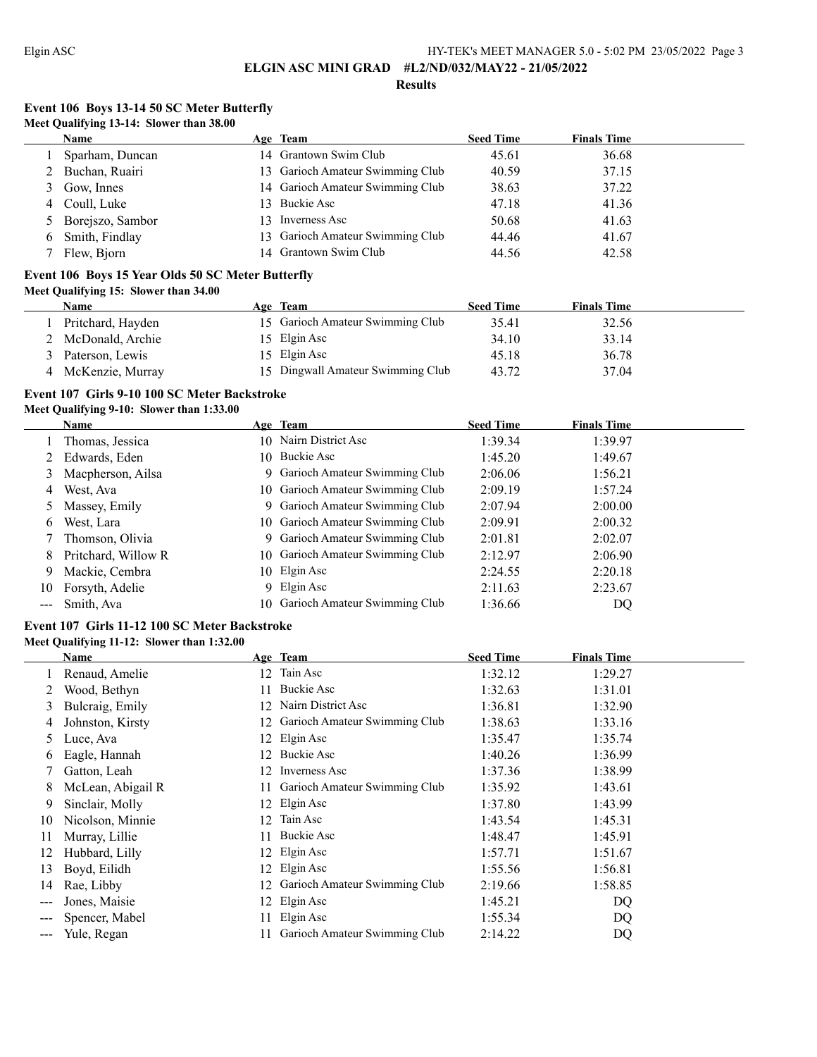**ELGIN ASC MINI GRAD #L2/ND/032/MAY22 - 21/05/2022**

**Results**

### Event 106 Boys 13-14 50 SC Meter Butterfly

**Meet Qualifying 13-14: Slower than 38.00**

| | Name | Age | Team | Seed Time | Finals Time |
|---|---|---|---|---|---|
| 1 | Sparham, Duncan | 14 | Grantown Swim Club | 45.61 | 36.68 |
| 2 | Buchan, Ruairi | 13 | Garioch Amateur Swimming Club | 40.59 | 37.15 |
| 3 | Gow, Innes | 14 | Garioch Amateur Swimming Club | 38.63 | 37.22 |
| 4 | Coull, Luke | 13 | Buckie Asc | 47.18 | 41.36 |
| 5 | Borejszo, Sambor | 13 | Inverness Asc | 50.68 | 41.63 |
| 6 | Smith, Findlay | 13 | Garioch Amateur Swimming Club | 44.46 | 41.67 |
| 7 | Flew, Bjorn | 14 | Grantown Swim Club | 44.56 | 42.58 |

### Event 106 Boys 15 Year Olds 50 SC Meter Butterfly

**Meet Qualifying 15: Slower than 34.00**

| | Name | Age | Team | Seed Time | Finals Time |
|---|---|---|---|---|---|
| 1 | Pritchard, Hayden | 15 | Garioch Amateur Swimming Club | 35.41 | 32.56 |
| 2 | McDonald, Archie | 15 | Elgin Asc | 34.10 | 33.14 |
| 3 | Paterson, Lewis | 15 | Elgin Asc | 45.18 | 36.78 |
| 4 | McKenzie, Murray | 15 | Dingwall Amateur Swimming Club | 43.72 | 37.04 |

### Event 107 Girls 9-10 100 SC Meter Backstroke

**Meet Qualifying 9-10: Slower than 1:33.00**

| | Name | Age | Team | Seed Time | Finals Time |
|---|---|---|---|---|---|
| 1 | Thomas, Jessica | 10 | Nairn District Asc | 1:39.34 | 1:39.97 |
| 2 | Edwards, Eden | 10 | Buckie Asc | 1:45.20 | 1:49.67 |
| 3 | Macpherson, Ailsa | 9 | Garioch Amateur Swimming Club | 2:06.06 | 1:56.21 |
| 4 | West, Ava | 10 | Garioch Amateur Swimming Club | 2:09.19 | 1:57.24 |
| 5 | Massey, Emily | 9 | Garioch Amateur Swimming Club | 2:07.94 | 2:00.00 |
| 6 | West, Lara | 10 | Garioch Amateur Swimming Club | 2:09.91 | 2:00.32 |
| 7 | Thomson, Olivia | 9 | Garioch Amateur Swimming Club | 2:01.81 | 2:02.07 |
| 8 | Pritchard, Willow R | 10 | Garioch Amateur Swimming Club | 2:12.97 | 2:06.90 |
| 9 | Mackie, Cembra | 10 | Elgin Asc | 2:24.55 | 2:20.18 |
| 10 | Forsyth, Adelie | 9 | Elgin Asc | 2:11.63 | 2:23.67 |
| --- | Smith, Ava | 10 | Garioch Amateur Swimming Club | 1:36.66 | DQ |

### Event 107 Girls 11-12 100 SC Meter Backstroke

**Meet Qualifying 11-12: Slower than 1:32.00**

| | Name | Age | Team | Seed Time | Finals Time |
|---|---|---|---|---|---|
| 1 | Renaud, Amelie | 12 | Tain Asc | 1:32.12 | 1:29.27 |
| 2 | Wood, Bethyn | 11 | Buckie Asc | 1:32.63 | 1:31.01 |
| 3 | Bulcraig, Emily | 12 | Nairn District Asc | 1:36.81 | 1:32.90 |
| 4 | Johnston, Kirsty | 12 | Garioch Amateur Swimming Club | 1:38.63 | 1:33.16 |
| 5 | Luce, Ava | 12 | Elgin Asc | 1:35.47 | 1:35.74 |
| 6 | Eagle, Hannah | 12 | Buckie Asc | 1:40.26 | 1:36.99 |
| 7 | Gatton, Leah | 12 | Inverness Asc | 1:37.36 | 1:38.99 |
| 8 | McLean, Abigail R | 11 | Garioch Amateur Swimming Club | 1:35.92 | 1:43.61 |
| 9 | Sinclair, Molly | 12 | Elgin Asc | 1:37.80 | 1:43.99 |
| 10 | Nicolson, Minnie | 12 | Tain Asc | 1:43.54 | 1:45.31 |
| 11 | Murray, Lillie | 11 | Buckie Asc | 1:48.47 | 1:45.91 |
| 12 | Hubbard, Lilly | 12 | Elgin Asc | 1:57.71 | 1:51.67 |
| 13 | Boyd, Eilidh | 12 | Elgin Asc | 1:55.56 | 1:56.81 |
| 14 | Rae, Libby | 12 | Garioch Amateur Swimming Club | 2:19.66 | 1:58.85 |
| --- | Jones, Maisie | 12 | Elgin Asc | 1:45.21 | DQ |
| --- | Spencer, Mabel | 11 | Elgin Asc | 1:55.34 | DQ |
| --- | Yule, Regan | 11 | Garioch Amateur Swimming Club | 2:14.22 | DQ |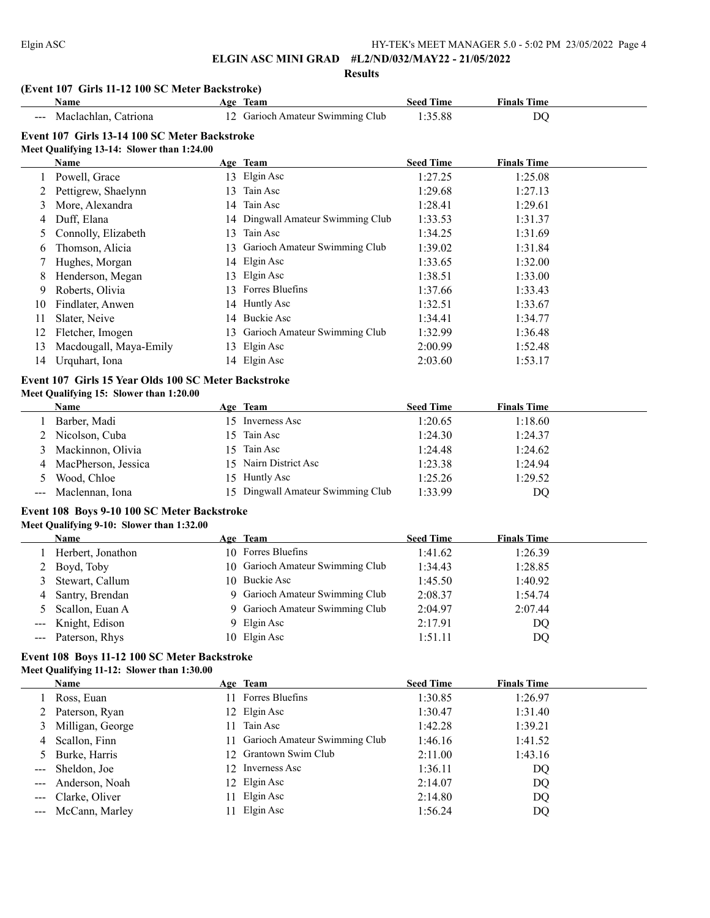**ELGIN ASC MINI GRAD #L2/ND/032/MAY22 - 21/05/2022**

**Results**

### (Event 107 Girls 11-12 100 SC Meter Backstroke)

| | Name | Age | Team | Seed Time | Finals Time |
|---|---|---|---|---|---|
| --- | Maclachlan, Catriona | 12 | Garioch Amateur Swimming Club | 1:35.88 | DQ |

### Event 107 Girls 13-14 100 SC Meter Backstroke

Meet Qualifying 13-14: Slower than 1:24.00

| | Name | Age | Team | Seed Time | Finals Time |
|---|---|---|---|---|---|
| 1 | Powell, Grace | 13 | Elgin Asc | 1:27.25 | 1:25.08 |
| 2 | Pettigrew, Shaelynn | 13 | Tain Asc | 1:29.68 | 1:27.13 |
| 3 | More, Alexandra | 14 | Tain Asc | 1:28.41 | 1:29.61 |
| 4 | Duff, Elana | 14 | Dingwall Amateur Swimming Club | 1:33.53 | 1:31.37 |
| 5 | Connolly, Elizabeth | 13 | Tain Asc | 1:34.25 | 1:31.69 |
| 6 | Thomson, Alicia | 13 | Garioch Amateur Swimming Club | 1:39.02 | 1:31.84 |
| 7 | Hughes, Morgan | 14 | Elgin Asc | 1:33.65 | 1:32.00 |
| 8 | Henderson, Megan | 13 | Elgin Asc | 1:38.51 | 1:33.00 |
| 9 | Roberts, Olivia | 13 | Forres Bluefins | 1:37.66 | 1:33.43 |
| 10 | Findlater, Anwen | 14 | Huntly Asc | 1:32.51 | 1:33.67 |
| 11 | Slater, Neive | 14 | Buckie Asc | 1:34.41 | 1:34.77 |
| 12 | Fletcher, Imogen | 13 | Garioch Amateur Swimming Club | 1:32.99 | 1:36.48 |
| 13 | Macdougall, Maya-Emily | 13 | Elgin Asc | 2:00.99 | 1:52.48 |
| 14 | Urquhart, Iona | 14 | Elgin Asc | 2:03.60 | 1:53.17 |

### Event 107 Girls 15 Year Olds 100 SC Meter Backstroke

Meet Qualifying 15: Slower than 1:20.00

| | Name | Age | Team | Seed Time | Finals Time |
|---|---|---|---|---|---|
| 1 | Barber, Madi | 15 | Inverness Asc | 1:20.65 | 1:18.60 |
| 2 | Nicolson, Cuba | 15 | Tain Asc | 1:24.30 | 1:24.37 |
| 3 | Mackinnon, Olivia | 15 | Tain Asc | 1:24.48 | 1:24.62 |
| 4 | MacPherson, Jessica | 15 | Nairn District Asc | 1:23.38 | 1:24.94 |
| 5 | Wood, Chloe | 15 | Huntly Asc | 1:25.26 | 1:29.52 |
| --- | Maclennan, Iona | 15 | Dingwall Amateur Swimming Club | 1:33.99 | DQ |

### Event 108 Boys 9-10 100 SC Meter Backstroke

Meet Qualifying 9-10: Slower than 1:32.00

| | Name | Age | Team | Seed Time | Finals Time |
|---|---|---|---|---|---|
| 1 | Herbert, Jonathon | 10 | Forres Bluefins | 1:41.62 | 1:26.39 |
| 2 | Boyd, Toby | 10 | Garioch Amateur Swimming Club | 1:34.43 | 1:28.85 |
| 3 | Stewart, Callum | 10 | Buckie Asc | 1:45.50 | 1:40.92 |
| 4 | Santry, Brendan | 9 | Garioch Amateur Swimming Club | 2:08.37 | 1:54.74 |
| 5 | Scallon, Euan A | 9 | Garioch Amateur Swimming Club | 2:04.97 | 2:07.44 |
| --- | Knight, Edison | 9 | Elgin Asc | 2:17.91 | DQ |
| --- | Paterson, Rhys | 10 | Elgin Asc | 1:51.11 | DQ |

### Event 108 Boys 11-12 100 SC Meter Backstroke

Meet Qualifying 11-12: Slower than 1:30.00

| | Name | Age | Team | Seed Time | Finals Time |
|---|---|---|---|---|---|
| 1 | Ross, Euan | 11 | Forres Bluefins | 1:30.85 | 1:26.97 |
| 2 | Paterson, Ryan | 12 | Elgin Asc | 1:30.47 | 1:31.40 |
| 3 | Milligan, George | 11 | Tain Asc | 1:42.28 | 1:39.21 |
| 4 | Scallon, Finn | 11 | Garioch Amateur Swimming Club | 1:46.16 | 1:41.52 |
| 5 | Burke, Harris | 12 | Grantown Swim Club | 2:11.00 | 1:43.16 |
| --- | Sheldon, Joe | 12 | Inverness Asc | 1:36.11 | DQ |
| --- | Anderson, Noah | 12 | Elgin Asc | 2:14.07 | DQ |
| --- | Clarke, Oliver | 11 | Elgin Asc | 2:14.80 | DQ |
| --- | McCann, Marley | 11 | Elgin Asc | 1:56.24 | DQ |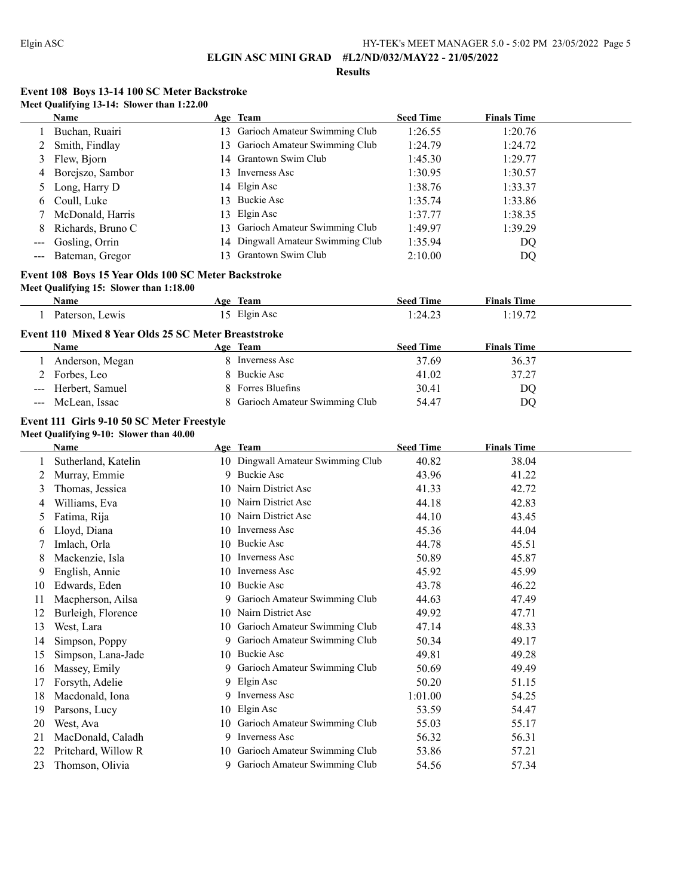## ELGIN ASC MINI GRAD #L2/ND/032/MAY22 - 21/05/2022

### Results

### Event 108 Boys 13-14 100 SC Meter Backstroke

**Meet Qualifying 13-14: Slower than 1:22.00**

| | Name | Age | Team | Seed Time | Finals Time |
|---|---|---|---|---|---|
| 1 | Buchan, Ruairi | 13 | Garioch Amateur Swimming Club | 1:26.55 | 1:20.76 |
| 2 | Smith, Findlay | 13 | Garioch Amateur Swimming Club | 1:24.79 | 1:24.72 |
| 3 | Flew, Bjorn | 14 | Grantown Swim Club | 1:45.30 | 1:29.77 |
| 4 | Borejszo, Sambor | 13 | Inverness Asc | 1:30.95 | 1:30.57 |
| 5 | Long, Harry D | 14 | Elgin Asc | 1:38.76 | 1:33.37 |
| 6 | Coull, Luke | 13 | Buckie Asc | 1:35.74 | 1:33.86 |
| 7 | McDonald, Harris | 13 | Elgin Asc | 1:37.77 | 1:38.35 |
| 8 | Richards, Bruno C | 13 | Garioch Amateur Swimming Club | 1:49.97 | 1:39.29 |
| --- | Gosling, Orrin | 14 | Dingwall Amateur Swimming Club | 1:35.94 | DQ |
| --- | Bateman, Gregor | 13 | Grantown Swim Club | 2:10.00 | DQ |

### Event 108 Boys 15 Year Olds 100 SC Meter Backstroke

**Meet Qualifying 15: Slower than 1:18.00**

| | Name | Age | Team | Seed Time | Finals Time |
|---|---|---|---|---|---|
| 1 | Paterson, Lewis | 15 | Elgin Asc | 1:24.23 | 1:19.72 |

### Event 110 Mixed 8 Year Olds 25 SC Meter Breaststroke

| | Name | Age | Team | Seed Time | Finals Time |
|---|---|---|---|---|---|
| 1 | Anderson, Megan | 8 | Inverness Asc | 37.69 | 36.37 |
| 2 | Forbes, Leo | 8 | Buckie Asc | 41.02 | 37.27 |
| --- | Herbert, Samuel | 8 | Forres Bluefins | 30.41 | DQ |
| --- | McLean, Issac | 8 | Garioch Amateur Swimming Club | 54.47 | DQ |

### Event 111 Girls 9-10 50 SC Meter Freestyle

**Meet Qualifying 9-10: Slower than 40.00**

| | Name | Age | Team | Seed Time | Finals Time |
|---|---|---|---|---|---|
| 1 | Sutherland, Katelin | 10 | Dingwall Amateur Swimming Club | 40.82 | 38.04 |
| 2 | Murray, Emmie | 9 | Buckie Asc | 43.96 | 41.22 |
| 3 | Thomas, Jessica | 10 | Nairn District Asc | 41.33 | 42.72 |
| 4 | Williams, Eva | 10 | Nairn District Asc | 44.18 | 42.83 |
| 5 | Fatima, Rija | 10 | Nairn District Asc | 44.10 | 43.45 |
| 6 | Lloyd, Diana | 10 | Inverness Asc | 45.36 | 44.04 |
| 7 | Imlach, Orla | 10 | Buckie Asc | 44.78 | 45.51 |
| 8 | Mackenzie, Isla | 10 | Inverness Asc | 50.89 | 45.87 |
| 9 | English, Annie | 10 | Inverness Asc | 45.92 | 45.99 |
| 10 | Edwards, Eden | 10 | Buckie Asc | 43.78 | 46.22 |
| 11 | Macpherson, Ailsa | 9 | Garioch Amateur Swimming Club | 44.63 | 47.49 |
| 12 | Burleigh, Florence | 10 | Nairn District Asc | 49.92 | 47.71 |
| 13 | West, Lara | 10 | Garioch Amateur Swimming Club | 47.14 | 48.33 |
| 14 | Simpson, Poppy | 9 | Garioch Amateur Swimming Club | 50.34 | 49.17 |
| 15 | Simpson, Lana-Jade | 10 | Buckie Asc | 49.81 | 49.28 |
| 16 | Massey, Emily | 9 | Garioch Amateur Swimming Club | 50.69 | 49.49 |
| 17 | Forsyth, Adelie | 9 | Elgin Asc | 50.20 | 51.15 |
| 18 | Macdonald, Iona | 9 | Inverness Asc | 1:01.00 | 54.25 |
| 19 | Parsons, Lucy | 10 | Elgin Asc | 53.59 | 54.47 |
| 20 | West, Ava | 10 | Garioch Amateur Swimming Club | 55.03 | 55.17 |
| 21 | MacDonald, Caladh | 9 | Inverness Asc | 56.32 | 56.31 |
| 22 | Pritchard, Willow R | 10 | Garioch Amateur Swimming Club | 53.86 | 57.21 |
| 23 | Thomson, Olivia | 9 | Garioch Amateur Swimming Club | 54.56 | 57.34 |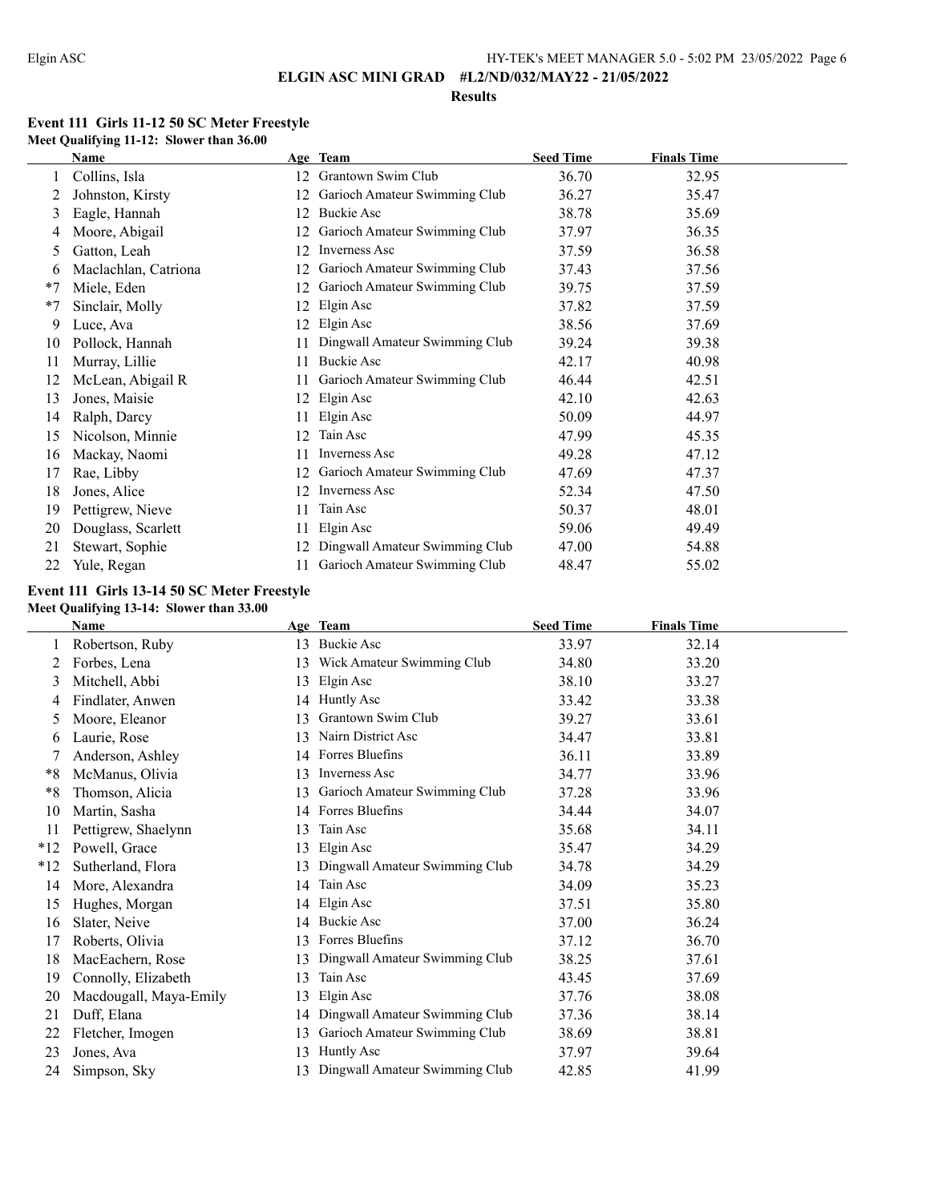**ELGIN ASC MINI GRAD #L2/ND/032/MAY22 - 21/05/2022**

**Results**

### Event 111 Girls 11-12 50 SC Meter Freestyle

**Meet Qualifying 11-12: Slower than 36.00**

| | Name | Age | Team | Seed Time | Finals Time |
|---|---|---|---|---|---|
| 1 | Collins, Isla | 12 | Grantown Swim Club | 36.70 | 32.95 |
| 2 | Johnston, Kirsty | 12 | Garioch Amateur Swimming Club | 36.27 | 35.47 |
| 3 | Eagle, Hannah | 12 | Buckie Asc | 38.78 | 35.69 |
| 4 | Moore, Abigail | 12 | Garioch Amateur Swimming Club | 37.97 | 36.35 |
| 5 | Gatton, Leah | 12 | Inverness Asc | 37.59 | 36.58 |
| 6 | Maclachlan, Catriona | 12 | Garioch Amateur Swimming Club | 37.43 | 37.56 |
| *7 | Miele, Eden | 12 | Garioch Amateur Swimming Club | 39.75 | 37.59 |
| *7 | Sinclair, Molly | 12 | Elgin Asc | 37.82 | 37.59 |
| 9 | Luce, Ava | 12 | Elgin Asc | 38.56 | 37.69 |
| 10 | Pollock, Hannah | 11 | Dingwall Amateur Swimming Club | 39.24 | 39.38 |
| 11 | Murray, Lillie | 11 | Buckie Asc | 42.17 | 40.98 |
| 12 | McLean, Abigail R | 11 | Garioch Amateur Swimming Club | 46.44 | 42.51 |
| 13 | Jones, Maisie | 12 | Elgin Asc | 42.10 | 42.63 |
| 14 | Ralph, Darcy | 11 | Elgin Asc | 50.09 | 44.97 |
| 15 | Nicolson, Minnie | 12 | Tain Asc | 47.99 | 45.35 |
| 16 | Mackay, Naomi | 11 | Inverness Asc | 49.28 | 47.12 |
| 17 | Rae, Libby | 12 | Garioch Amateur Swimming Club | 47.69 | 47.37 |
| 18 | Jones, Alice | 12 | Inverness Asc | 52.34 | 47.50 |
| 19 | Pettigrew, Nieve | 11 | Tain Asc | 50.37 | 48.01 |
| 20 | Douglass, Scarlett | 11 | Elgin Asc | 59.06 | 49.49 |
| 21 | Stewart, Sophie | 12 | Dingwall Amateur Swimming Club | 47.00 | 54.88 |
| 22 | Yule, Regan | 11 | Garioch Amateur Swimming Club | 48.47 | 55.02 |

### Event 111 Girls 13-14 50 SC Meter Freestyle

**Meet Qualifying 13-14: Slower than 33.00**

| | Name | Age | Team | Seed Time | Finals Time |
|---|---|---|---|---|---|
| 1 | Robertson, Ruby | 13 | Buckie Asc | 33.97 | 32.14 |
| 2 | Forbes, Lena | 13 | Wick Amateur Swimming Club | 34.80 | 33.20 |
| 3 | Mitchell, Abbi | 13 | Elgin Asc | 38.10 | 33.27 |
| 4 | Findlater, Anwen | 14 | Huntly Asc | 33.42 | 33.38 |
| 5 | Moore, Eleanor | 13 | Grantown Swim Club | 39.27 | 33.61 |
| 6 | Laurie, Rose | 13 | Nairn District Asc | 34.47 | 33.81 |
| 7 | Anderson, Ashley | 14 | Forres Bluefins | 36.11 | 33.89 |
| *8 | McManus, Olivia | 13 | Inverness Asc | 34.77 | 33.96 |
| *8 | Thomson, Alicia | 13 | Garioch Amateur Swimming Club | 37.28 | 33.96 |
| 10 | Martin, Sasha | 14 | Forres Bluefins | 34.44 | 34.07 |
| 11 | Pettigrew, Shaelynn | 13 | Tain Asc | 35.68 | 34.11 |
| *12 | Powell, Grace | 13 | Elgin Asc | 35.47 | 34.29 |
| *12 | Sutherland, Flora | 13 | Dingwall Amateur Swimming Club | 34.78 | 34.29 |
| 14 | More, Alexandra | 14 | Tain Asc | 34.09 | 35.23 |
| 15 | Hughes, Morgan | 14 | Elgin Asc | 37.51 | 35.80 |
| 16 | Slater, Neive | 14 | Buckie Asc | 37.00 | 36.24 |
| 17 | Roberts, Olivia | 13 | Forres Bluefins | 37.12 | 36.70 |
| 18 | MacEachern, Rose | 13 | Dingwall Amateur Swimming Club | 38.25 | 37.61 |
| 19 | Connolly, Elizabeth | 13 | Tain Asc | 43.45 | 37.69 |
| 20 | Macdougall, Maya-Emily | 13 | Elgin Asc | 37.76 | 38.08 |
| 21 | Duff, Elana | 14 | Dingwall Amateur Swimming Club | 37.36 | 38.14 |
| 22 | Fletcher, Imogen | 13 | Garioch Amateur Swimming Club | 38.69 | 38.81 |
| 23 | Jones, Ava | 13 | Huntly Asc | 37.97 | 39.64 |
| 24 | Simpson, Sky | 13 | Dingwall Amateur Swimming Club | 42.85 | 41.99 |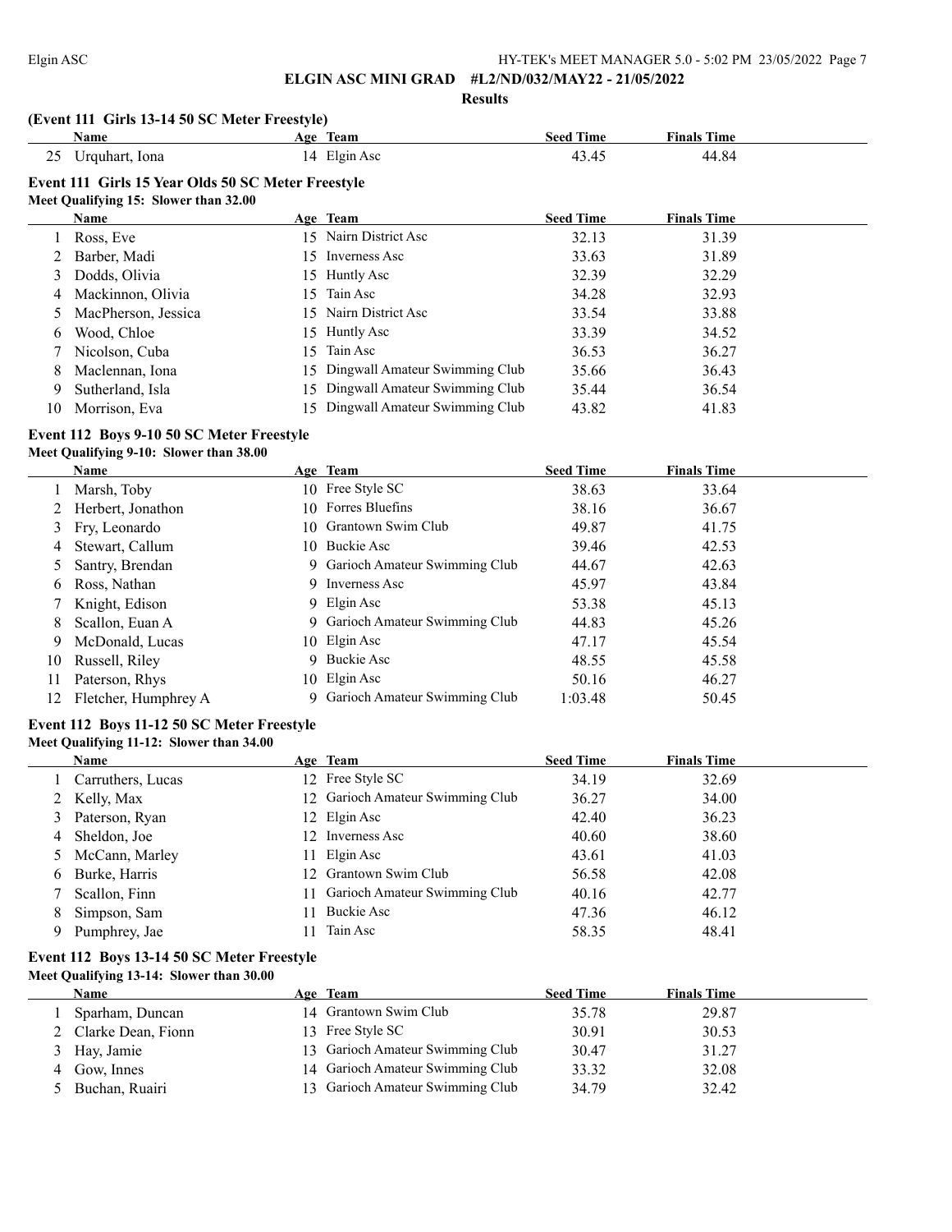**ELGIN ASC MINI GRAD #L2/ND/032/MAY22 - 21/05/2022**

**Results**

### (Event 111 Girls 13-14 50 SC Meter Freestyle)

| | Name | Age | Team | Seed Time | Finals Time |
|---|---|---|---|---|---|
| 25 | Urquhart, Iona | 14 | Elgin Asc | 43.45 | 44.84 |

### Event 111 Girls 15 Year Olds 50 SC Meter Freestyle

**Meet Qualifying 15: Slower than 32.00**

| | Name | Age | Team | Seed Time | Finals Time |
|---|---|---|---|---|---|
| 1 | Ross, Eve | 15 | Nairn District Asc | 32.13 | 31.39 |
| 2 | Barber, Madi | 15 | Inverness Asc | 33.63 | 31.89 |
| 3 | Dodds, Olivia | 15 | Huntly Asc | 32.39 | 32.29 |
| 4 | Mackinnon, Olivia | 15 | Tain Asc | 34.28 | 32.93 |
| 5 | MacPherson, Jessica | 15 | Nairn District Asc | 33.54 | 33.88 |
| 6 | Wood, Chloe | 15 | Huntly Asc | 33.39 | 34.52 |
| 7 | Nicolson, Cuba | 15 | Tain Asc | 36.53 | 36.27 |
| 8 | Maclennan, Iona | 15 | Dingwall Amateur Swimming Club | 35.66 | 36.43 |
| 9 | Sutherland, Isla | 15 | Dingwall Amateur Swimming Club | 35.44 | 36.54 |
| 10 | Morrison, Eva | 15 | Dingwall Amateur Swimming Club | 43.82 | 41.83 |

### Event 112 Boys 9-10 50 SC Meter Freestyle

**Meet Qualifying 9-10: Slower than 38.00**

| | Name | Age | Team | Seed Time | Finals Time |
|---|---|---|---|---|---|
| 1 | Marsh, Toby | 10 | Free Style SC | 38.63 | 33.64 |
| 2 | Herbert, Jonathon | 10 | Forres Bluefins | 38.16 | 36.67 |
| 3 | Fry, Leonardo | 10 | Grantown Swim Club | 49.87 | 41.75 |
| 4 | Stewart, Callum | 10 | Buckie Asc | 39.46 | 42.53 |
| 5 | Santry, Brendan | 9 | Garioch Amateur Swimming Club | 44.67 | 42.63 |
| 6 | Ross, Nathan | 9 | Inverness Asc | 45.97 | 43.84 |
| 7 | Knight, Edison | 9 | Elgin Asc | 53.38 | 45.13 |
| 8 | Scallon, Euan A | 9 | Garioch Amateur Swimming Club | 44.83 | 45.26 |
| 9 | McDonald, Lucas | 10 | Elgin Asc | 47.17 | 45.54 |
| 10 | Russell, Riley | 9 | Buckie Asc | 48.55 | 45.58 |
| 11 | Paterson, Rhys | 10 | Elgin Asc | 50.16 | 46.27 |
| 12 | Fletcher, Humphrey A | 9 | Garioch Amateur Swimming Club | 1:03.48 | 50.45 |

### Event 112 Boys 11-12 50 SC Meter Freestyle

**Meet Qualifying 11-12: Slower than 34.00**

| | Name | Age | Team | Seed Time | Finals Time |
|---|---|---|---|---|---|
| 1 | Carruthers, Lucas | 12 | Free Style SC | 34.19 | 32.69 |
| 2 | Kelly, Max | 12 | Garioch Amateur Swimming Club | 36.27 | 34.00 |
| 3 | Paterson, Ryan | 12 | Elgin Asc | 42.40 | 36.23 |
| 4 | Sheldon, Joe | 12 | Inverness Asc | 40.60 | 38.60 |
| 5 | McCann, Marley | 11 | Elgin Asc | 43.61 | 41.03 |
| 6 | Burke, Harris | 12 | Grantown Swim Club | 56.58 | 42.08 |
| 7 | Scallon, Finn | 11 | Garioch Amateur Swimming Club | 40.16 | 42.77 |
| 8 | Simpson, Sam | 11 | Buckie Asc | 47.36 | 46.12 |
| 9 | Pumphrey, Jae | 11 | Tain Asc | 58.35 | 48.41 |

### Event 112 Boys 13-14 50 SC Meter Freestyle

**Meet Qualifying 13-14: Slower than 30.00**

| | Name | Age | Team | Seed Time | Finals Time |
|---|---|---|---|---|---|
| 1 | Sparham, Duncan | 14 | Grantown Swim Club | 35.78 | 29.87 |
| 2 | Clarke Dean, Fionn | 13 | Free Style SC | 30.91 | 30.53 |
| 3 | Hay, Jamie | 13 | Garioch Amateur Swimming Club | 30.47 | 31.27 |
| 4 | Gow, Innes | 14 | Garioch Amateur Swimming Club | 33.32 | 32.08 |
| 5 | Buchan, Ruairi | 13 | Garioch Amateur Swimming Club | 34.79 | 32.42 |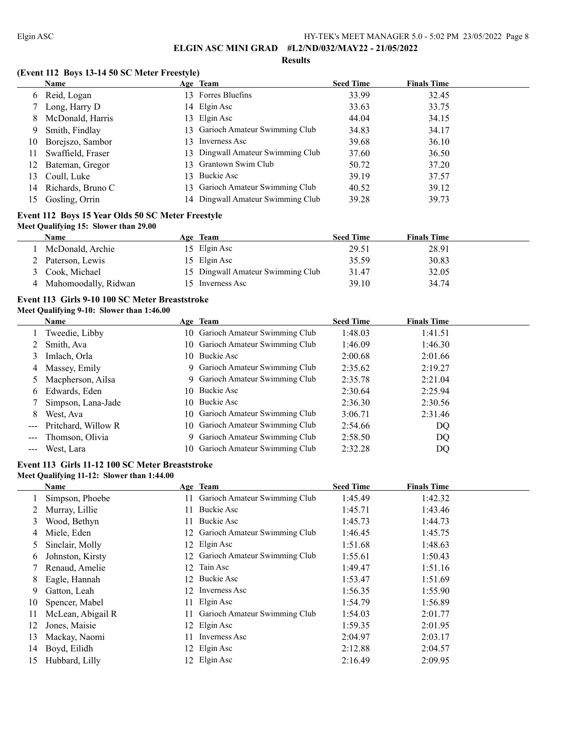## ELGIN ASC MINI GRAD #L2/ND/032/MAY22 - 21/05/2022

### Results

#### (Event 112 Boys 13-14 50 SC Meter Freestyle)

| | Name | Age | Team | Seed Time | Finals Time |
|---|---|---|---|---|---|
| 6 | Reid, Logan | 13 | Forres Bluefins | 33.99 | 32.45 |
| 7 | Long, Harry D | 14 | Elgin Asc | 33.63 | 33.75 |
| 8 | McDonald, Harris | 13 | Elgin Asc | 44.04 | 34.15 |
| 9 | Smith, Findlay | 13 | Garioch Amateur Swimming Club | 34.83 | 34.17 |
| 10 | Borejszo, Sambor | 13 | Inverness Asc | 39.68 | 36.10 |
| 11 | Swaffield, Fraser | 13 | Dingwall Amateur Swimming Club | 37.60 | 36.50 |
| 12 | Bateman, Gregor | 13 | Grantown Swim Club | 50.72 | 37.20 |
| 13 | Coull, Luke | 13 | Buckie Asc | 39.19 | 37.57 |
| 14 | Richards, Bruno C | 13 | Garioch Amateur Swimming Club | 40.52 | 39.12 |
| 15 | Gosling, Orrin | 14 | Dingwall Amateur Swimming Club | 39.28 | 39.73 |

#### Event 112 Boys 15 Year Olds 50 SC Meter Freestyle

**Meet Qualifying 15: Slower than 29.00**

| | Name | Age | Team | Seed Time | Finals Time |
|---|---|---|---|---|---|
| 1 | McDonald, Archie | 15 | Elgin Asc | 29.51 | 28.91 |
| 2 | Paterson, Lewis | 15 | Elgin Asc | 35.59 | 30.83 |
| 3 | Cook, Michael | 15 | Dingwall Amateur Swimming Club | 31.47 | 32.05 |
| 4 | Mahomoodally, Ridwan | 15 | Inverness Asc | 39.10 | 34.74 |

#### Event 113 Girls 9-10 100 SC Meter Breaststroke

**Meet Qualifying 9-10: Slower than 1:46.00**

| | Name | Age | Team | Seed Time | Finals Time |
|---|---|---|---|---|---|
| 1 | Tweedie, Libby | 10 | Garioch Amateur Swimming Club | 1:48.03 | 1:41.51 |
| 2 | Smith, Ava | 10 | Garioch Amateur Swimming Club | 1:46.09 | 1:46.30 |
| 3 | Imlach, Orla | 10 | Buckie Asc | 2:00.68 | 2:01.66 |
| 4 | Massey, Emily | 9 | Garioch Amateur Swimming Club | 2:35.62 | 2:19.27 |
| 5 | Macpherson, Ailsa | 9 | Garioch Amateur Swimming Club | 2:35.78 | 2:21.04 |
| 6 | Edwards, Eden | 10 | Buckie Asc | 2:30.64 | 2:25.94 |
| 7 | Simpson, Lana-Jade | 10 | Buckie Asc | 2:36.30 | 2:30.56 |
| 8 | West, Ava | 10 | Garioch Amateur Swimming Club | 3:06.71 | 2:31.46 |
| --- | Pritchard, Willow R | 10 | Garioch Amateur Swimming Club | 2:54.66 | DQ |
| --- | Thomson, Olivia | 9 | Garioch Amateur Swimming Club | 2:58.50 | DQ |
| --- | West, Lara | 10 | Garioch Amateur Swimming Club | 2:32.28 | DQ |

#### Event 113 Girls 11-12 100 SC Meter Breaststroke

**Meet Qualifying 11-12: Slower than 1:44.00**

| | Name | Age | Team | Seed Time | Finals Time |
|---|---|---|---|---|---|
| 1 | Simpson, Phoebe | 11 | Garioch Amateur Swimming Club | 1:45.49 | 1:42.32 |
| 2 | Murray, Lillie | 11 | Buckie Asc | 1:45.71 | 1:43.46 |
| 3 | Wood, Bethyn | 11 | Buckie Asc | 1:45.73 | 1:44.73 |
| 4 | Miele, Eden | 12 | Garioch Amateur Swimming Club | 1:46.45 | 1:45.75 |
| 5 | Sinclair, Molly | 12 | Elgin Asc | 1:51.68 | 1:48.63 |
| 6 | Johnston, Kirsty | 12 | Garioch Amateur Swimming Club | 1:55.61 | 1:50.43 |
| 7 | Renaud, Amelie | 12 | Tain Asc | 1:49.47 | 1:51.16 |
| 8 | Eagle, Hannah | 12 | Buckie Asc | 1:53.47 | 1:51.69 |
| 9 | Gatton, Leah | 12 | Inverness Asc | 1:56.35 | 1:55.90 |
| 10 | Spencer, Mabel | 11 | Elgin Asc | 1:54.79 | 1:56.89 |
| 11 | McLean, Abigail R | 11 | Garioch Amateur Swimming Club | 1:54.03 | 2:01.77 |
| 12 | Jones, Maisie | 12 | Elgin Asc | 1:59.35 | 2:01.95 |
| 13 | Mackay, Naomi | 11 | Inverness Asc | 2:04.97 | 2:03.17 |
| 14 | Boyd, Eilidh | 12 | Elgin Asc | 2:12.88 | 2:04.57 |
| 15 | Hubbard, Lilly | 12 | Elgin Asc | 2:16.49 | 2:09.95 |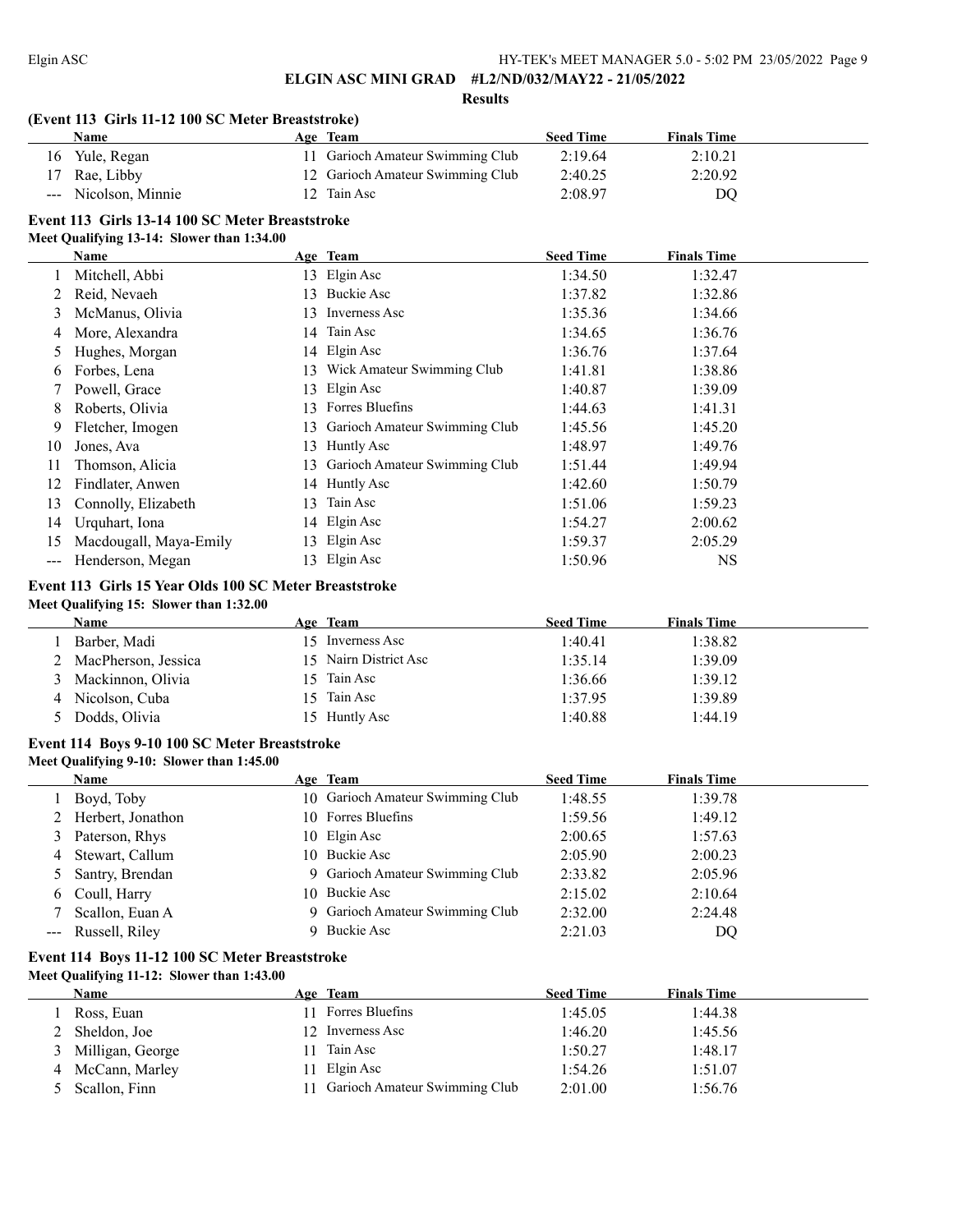**ELGIN ASC MINI GRAD #L2/ND/032/MAY22 - 21/05/2022**

**Results**

### (Event 113 Girls 11-12 100 SC Meter Breaststroke)

| | Name | Age | Team | Seed Time | Finals Time |
|---|---|---|---|---|---|
| 16 | Yule, Regan | 11 | Garioch Amateur Swimming Club | 2:19.64 | 2:10.21 |
| 17 | Rae, Libby | 12 | Garioch Amateur Swimming Club | 2:40.25 | 2:20.92 |
| --- | Nicolson, Minnie | 12 | Tain Asc | 2:08.97 | DQ |

### Event 113 Girls 13-14 100 SC Meter Breaststroke

**Meet Qualifying 13-14: Slower than 1:34.00**

| | Name | Age | Team | Seed Time | Finals Time |
|---|---|---|---|---|---|
| 1 | Mitchell, Abbi | 13 | Elgin Asc | 1:34.50 | 1:32.47 |
| 2 | Reid, Nevaeh | 13 | Buckie Asc | 1:37.82 | 1:32.86 |
| 3 | McManus, Olivia | 13 | Inverness Asc | 1:35.36 | 1:34.66 |
| 4 | More, Alexandra | 14 | Tain Asc | 1:34.65 | 1:36.76 |
| 5 | Hughes, Morgan | 14 | Elgin Asc | 1:36.76 | 1:37.64 |
| 6 | Forbes, Lena | 13 | Wick Amateur Swimming Club | 1:41.81 | 1:38.86 |
| 7 | Powell, Grace | 13 | Elgin Asc | 1:40.87 | 1:39.09 |
| 8 | Roberts, Olivia | 13 | Forres Bluefins | 1:44.63 | 1:41.31 |
| 9 | Fletcher, Imogen | 13 | Garioch Amateur Swimming Club | 1:45.56 | 1:45.20 |
| 10 | Jones, Ava | 13 | Huntly Asc | 1:48.97 | 1:49.76 |
| 11 | Thomson, Alicia | 13 | Garioch Amateur Swimming Club | 1:51.44 | 1:49.94 |
| 12 | Findlater, Anwen | 14 | Huntly Asc | 1:42.60 | 1:50.79 |
| 13 | Connolly, Elizabeth | 13 | Tain Asc | 1:51.06 | 1:59.23 |
| 14 | Urquhart, Iona | 14 | Elgin Asc | 1:54.27 | 2:00.62 |
| 15 | Macdougall, Maya-Emily | 13 | Elgin Asc | 1:59.37 | 2:05.29 |
| --- | Henderson, Megan | 13 | Elgin Asc | 1:50.96 | NS |

### Event 113 Girls 15 Year Olds 100 SC Meter Breaststroke

**Meet Qualifying 15: Slower than 1:32.00**

| | Name | Age | Team | Seed Time | Finals Time |
|---|---|---|---|---|---|
| 1 | Barber, Madi | 15 | Inverness Asc | 1:40.41 | 1:38.82 |
| 2 | MacPherson, Jessica | 15 | Nairn District Asc | 1:35.14 | 1:39.09 |
| 3 | Mackinnon, Olivia | 15 | Tain Asc | 1:36.66 | 1:39.12 |
| 4 | Nicolson, Cuba | 15 | Tain Asc | 1:37.95 | 1:39.89 |
| 5 | Dodds, Olivia | 15 | Huntly Asc | 1:40.88 | 1:44.19 |

### Event 114 Boys 9-10 100 SC Meter Breaststroke

**Meet Qualifying 9-10: Slower than 1:45.00**

| | Name | Age | Team | Seed Time | Finals Time |
|---|---|---|---|---|---|
| 1 | Boyd, Toby | 10 | Garioch Amateur Swimming Club | 1:48.55 | 1:39.78 |
| 2 | Herbert, Jonathon | 10 | Forres Bluefins | 1:59.56 | 1:49.12 |
| 3 | Paterson, Rhys | 10 | Elgin Asc | 2:00.65 | 1:57.63 |
| 4 | Stewart, Callum | 10 | Buckie Asc | 2:05.90 | 2:00.23 |
| 5 | Santry, Brendan | 9 | Garioch Amateur Swimming Club | 2:33.82 | 2:05.96 |
| 6 | Coull, Harry | 10 | Buckie Asc | 2:15.02 | 2:10.64 |
| 7 | Scallon, Euan A | 9 | Garioch Amateur Swimming Club | 2:32.00 | 2:24.48 |
| --- | Russell, Riley | 9 | Buckie Asc | 2:21.03 | DQ |

### Event 114 Boys 11-12 100 SC Meter Breaststroke

**Meet Qualifying 11-12: Slower than 1:43.00**

| | Name | Age | Team | Seed Time | Finals Time |
|---|---|---|---|---|---|
| 1 | Ross, Euan | 11 | Forres Bluefins | 1:45.05 | 1:44.38 |
| 2 | Sheldon, Joe | 12 | Inverness Asc | 1:46.20 | 1:45.56 |
| 3 | Milligan, George | 11 | Tain Asc | 1:50.27 | 1:48.17 |
| 4 | McCann, Marley | 11 | Elgin Asc | 1:54.26 | 1:51.07 |
| 5 | Scallon, Finn | 11 | Garioch Amateur Swimming Club | 2:01.00 | 1:56.76 |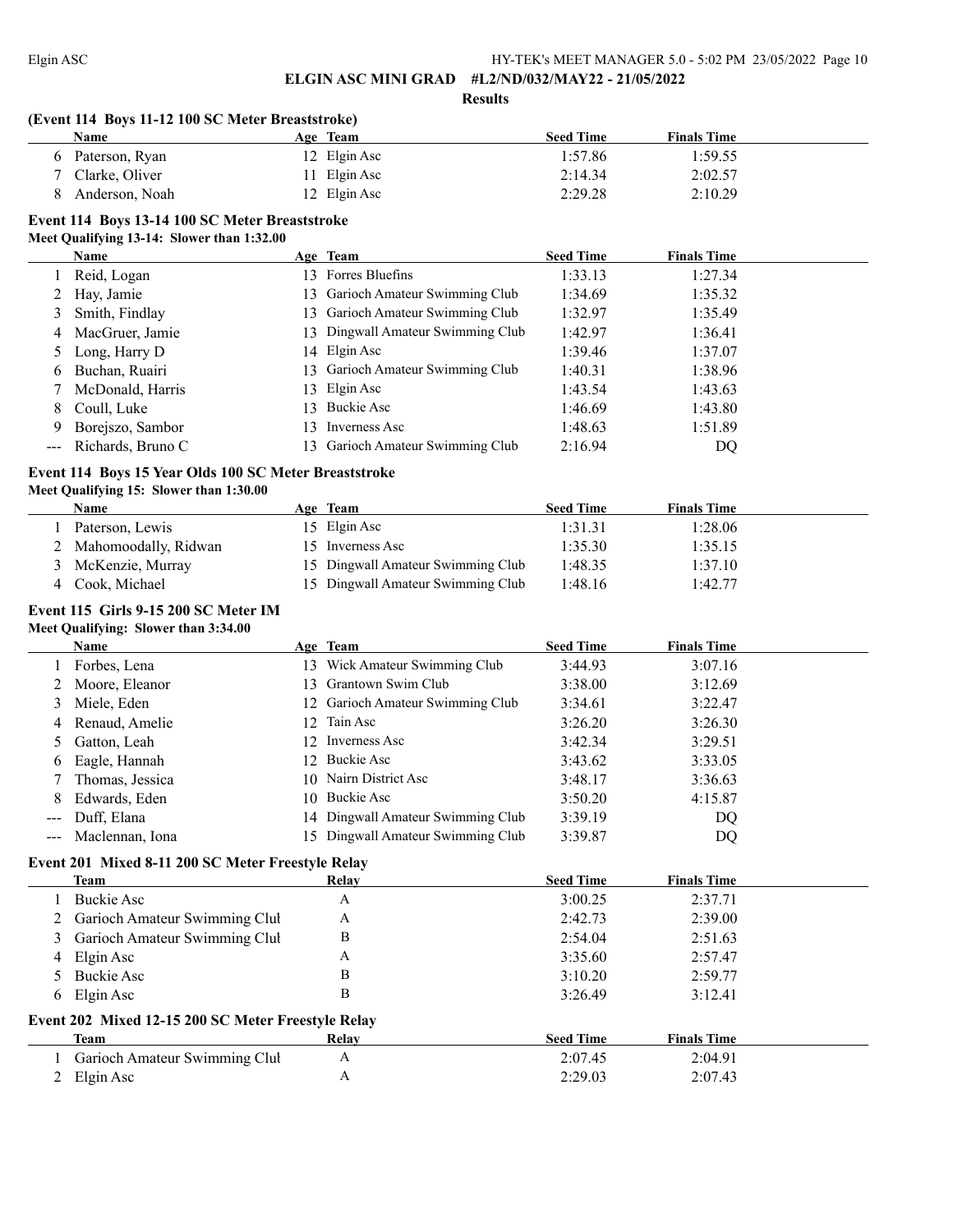**ELGIN ASC MINI GRAD #L2/ND/032/MAY22 - 21/05/2022**

**Results**

### (Event 114 Boys 11-12 100 SC Meter Breaststroke)

| | Name | Age | Team | Seed Time | Finals Time |
|---|---|---|---|---|---|
| 6 | Paterson, Ryan | 12 | Elgin Asc | 1:57.86 | 1:59.55 |
| 7 | Clarke, Oliver | 11 | Elgin Asc | 2:14.34 | 2:02.57 |
| 8 | Anderson, Noah | 12 | Elgin Asc | 2:29.28 | 2:10.29 |

### Event 114 Boys 13-14 100 SC Meter Breaststroke

**Meet Qualifying 13-14: Slower than 1:32.00**

| | Name | Age | Team | Seed Time | Finals Time |
|---|---|---|---|---|---|
| 1 | Reid, Logan | 13 | Forres Bluefins | 1:33.13 | 1:27.34 |
| 2 | Hay, Jamie | 13 | Garioch Amateur Swimming Club | 1:34.69 | 1:35.32 |
| 3 | Smith, Findlay | 13 | Garioch Amateur Swimming Club | 1:32.97 | 1:35.49 |
| 4 | MacGruer, Jamie | 13 | Dingwall Amateur Swimming Club | 1:42.97 | 1:36.41 |
| 5 | Long, Harry D | 14 | Elgin Asc | 1:39.46 | 1:37.07 |
| 6 | Buchan, Ruairi | 13 | Garioch Amateur Swimming Club | 1:40.31 | 1:38.96 |
| 7 | McDonald, Harris | 13 | Elgin Asc | 1:43.54 | 1:43.63 |
| 8 | Coull, Luke | 13 | Buckie Asc | 1:46.69 | 1:43.80 |
| 9 | Borejszo, Sambor | 13 | Inverness Asc | 1:48.63 | 1:51.89 |
| --- | Richards, Bruno C | 13 | Garioch Amateur Swimming Club | 2:16.94 | DQ |

### Event 114 Boys 15 Year Olds 100 SC Meter Breaststroke

**Meet Qualifying 15: Slower than 1:30.00**

| | Name | Age | Team | Seed Time | Finals Time |
|---|---|---|---|---|---|
| 1 | Paterson, Lewis | 15 | Elgin Asc | 1:31.31 | 1:28.06 |
| 2 | Mahomoodally, Ridwan | 15 | Inverness Asc | 1:35.30 | 1:35.15 |
| 3 | McKenzie, Murray | 15 | Dingwall Amateur Swimming Club | 1:48.35 | 1:37.10 |
| 4 | Cook, Michael | 15 | Dingwall Amateur Swimming Club | 1:48.16 | 1:42.77 |

### Event 115 Girls 9-15 200 SC Meter IM

**Meet Qualifying: Slower than 3:34.00**

| | Name | Age | Team | Seed Time | Finals Time |
|---|---|---|---|---|---|
| 1 | Forbes, Lena | 13 | Wick Amateur Swimming Club | 3:44.93 | 3:07.16 |
| 2 | Moore, Eleanor | 13 | Grantown Swim Club | 3:38.00 | 3:12.69 |
| 3 | Miele, Eden | 12 | Garioch Amateur Swimming Club | 3:34.61 | 3:22.47 |
| 4 | Renaud, Amelie | 12 | Tain Asc | 3:26.20 | 3:26.30 |
| 5 | Gatton, Leah | 12 | Inverness Asc | 3:42.34 | 3:29.51 |
| 6 | Eagle, Hannah | 12 | Buckie Asc | 3:43.62 | 3:33.05 |
| 7 | Thomas, Jessica | 10 | Nairn District Asc | 3:48.17 | 3:36.63 |
| 8 | Edwards, Eden | 10 | Buckie Asc | 3:50.20 | 4:15.87 |
| --- | Duff, Elana | 14 | Dingwall Amateur Swimming Club | 3:39.19 | DQ |
| --- | Maclennan, Iona | 15 | Dingwall Amateur Swimming Club | 3:39.87 | DQ |

### Event 201 Mixed 8-11 200 SC Meter Freestyle Relay

| | Team | Relay | Seed Time | Finals Time |
|---|---|---|---|---|
| 1 | Buckie Asc | A | 3:00.25 | 2:37.71 |
| 2 | Garioch Amateur Swimming Clul | A | 2:42.73 | 2:39.00 |
| 3 | Garioch Amateur Swimming Clul | B | 2:54.04 | 2:51.63 |
| 4 | Elgin Asc | A | 3:35.60 | 2:57.47 |
| 5 | Buckie Asc | B | 3:10.20 | 2:59.77 |
| 6 | Elgin Asc | B | 3:26.49 | 3:12.41 |

### Event 202 Mixed 12-15 200 SC Meter Freestyle Relay

| | Team | Relay | Seed Time | Finals Time |
|---|---|---|---|---|
| 1 | Garioch Amateur Swimming Clul | A | 2:07.45 | 2:04.91 |
| 2 | Elgin Asc | A | 2:29.03 | 2:07.43 |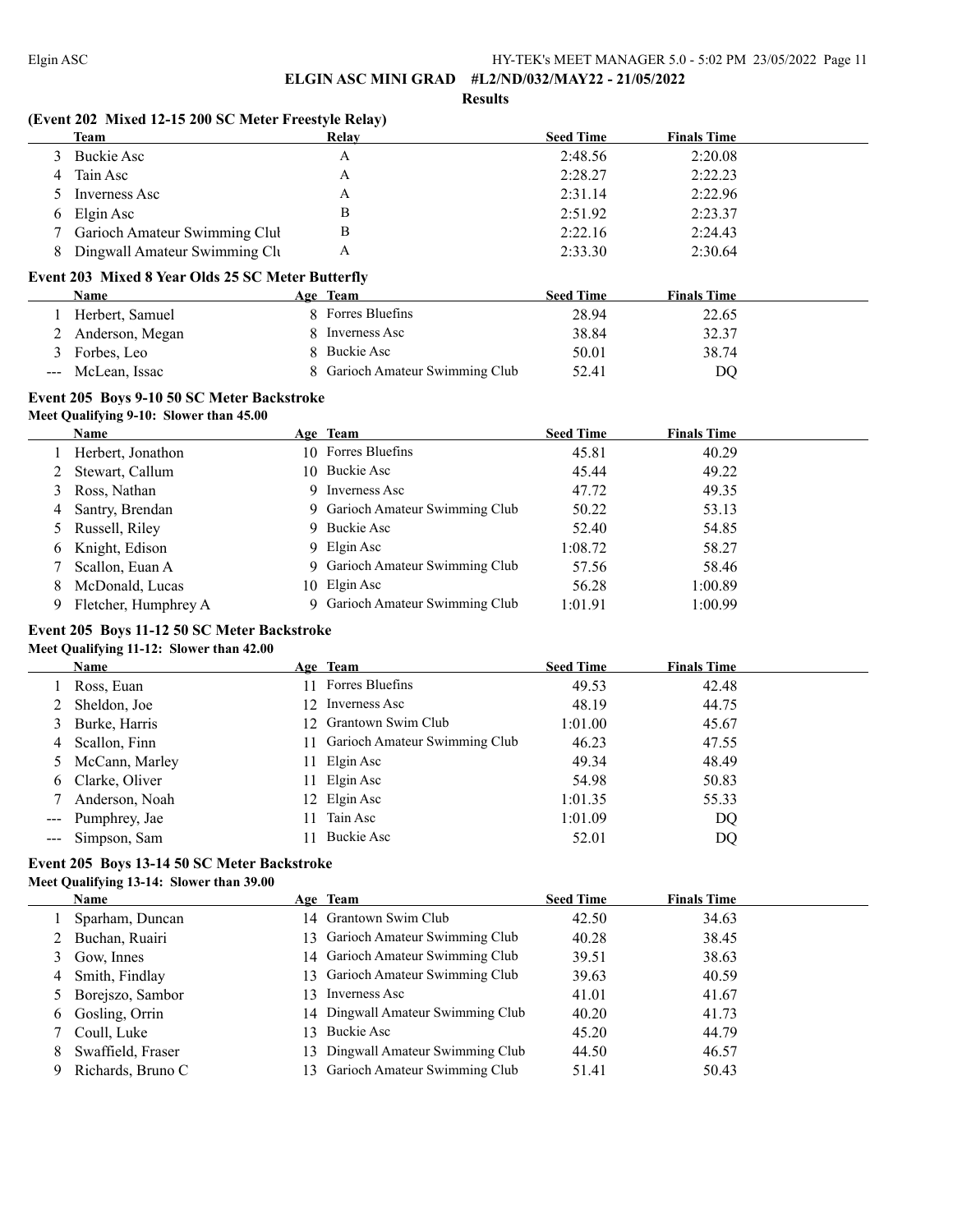**ELGIN ASC MINI GRAD #L2/ND/032/MAY22 - 21/05/2022**

**Results**

### (Event 202 Mixed 12-15 200 SC Meter Freestyle Relay)

| | Team | Relay | Seed Time | Finals Time |
|---|---|---|---|---|
| 3 | Buckie Asc | A | 2:48.56 | 2:20.08 |
| 4 | Tain Asc | A | 2:28.27 | 2:22.23 |
| 5 | Inverness Asc | A | 2:31.14 | 2:22.96 |
| 6 | Elgin Asc | B | 2:51.92 | 2:23.37 |
| 7 | Garioch Amateur Swimming Clul | B | 2:22.16 | 2:24.43 |
| 8 | Dingwall Amateur Swimming Clu | A | 2:33.30 | 2:30.64 |

### Event 203 Mixed 8 Year Olds 25 SC Meter Butterfly

| | Name | Age | Team | Seed Time | Finals Time |
|---|---|---|---|---|---|
| 1 | Herbert, Samuel | 8 | Forres Bluefins | 28.94 | 22.65 |
| 2 | Anderson, Megan | 8 | Inverness Asc | 38.84 | 32.37 |
| 3 | Forbes, Leo | 8 | Buckie Asc | 50.01 | 38.74 |
| --- | McLean, Issac | 8 | Garioch Amateur Swimming Club | 52.41 | DQ |

### Event 205 Boys 9-10 50 SC Meter Backstroke

**Meet Qualifying 9-10: Slower than 45.00**

| | Name | Age | Team | Seed Time | Finals Time |
|---|---|---|---|---|---|
| 1 | Herbert, Jonathon | 10 | Forres Bluefins | 45.81 | 40.29 |
| 2 | Stewart, Callum | 10 | Buckie Asc | 45.44 | 49.22 |
| 3 | Ross, Nathan | 9 | Inverness Asc | 47.72 | 49.35 |
| 4 | Santry, Brendan | 9 | Garioch Amateur Swimming Club | 50.22 | 53.13 |
| 5 | Russell, Riley | 9 | Buckie Asc | 52.40 | 54.85 |
| 6 | Knight, Edison | 9 | Elgin Asc | 1:08.72 | 58.27 |
| 7 | Scallon, Euan A | 9 | Garioch Amateur Swimming Club | 57.56 | 58.46 |
| 8 | McDonald, Lucas | 10 | Elgin Asc | 56.28 | 1:00.89 |
| 9 | Fletcher, Humphrey A | 9 | Garioch Amateur Swimming Club | 1:01.91 | 1:00.99 |

### Event 205 Boys 11-12 50 SC Meter Backstroke

**Meet Qualifying 11-12: Slower than 42.00**

| | Name | Age | Team | Seed Time | Finals Time |
|---|---|---|---|---|---|
| 1 | Ross, Euan | 11 | Forres Bluefins | 49.53 | 42.48 |
| 2 | Sheldon, Joe | 12 | Inverness Asc | 48.19 | 44.75 |
| 3 | Burke, Harris | 12 | Grantown Swim Club | 1:01.00 | 45.67 |
| 4 | Scallon, Finn | 11 | Garioch Amateur Swimming Club | 46.23 | 47.55 |
| 5 | McCann, Marley | 11 | Elgin Asc | 49.34 | 48.49 |
| 6 | Clarke, Oliver | 11 | Elgin Asc | 54.98 | 50.83 |
| 7 | Anderson, Noah | 12 | Elgin Asc | 1:01.35 | 55.33 |
| --- | Pumphrey, Jae | 11 | Tain Asc | 1:01.09 | DQ |
| --- | Simpson, Sam | 11 | Buckie Asc | 52.01 | DQ |

### Event 205 Boys 13-14 50 SC Meter Backstroke

**Meet Qualifying 13-14: Slower than 39.00**

| | Name | Age | Team | Seed Time | Finals Time |
|---|---|---|---|---|---|
| 1 | Sparham, Duncan | 14 | Grantown Swim Club | 42.50 | 34.63 |
| 2 | Buchan, Ruairi | 13 | Garioch Amateur Swimming Club | 40.28 | 38.45 |
| 3 | Gow, Innes | 14 | Garioch Amateur Swimming Club | 39.51 | 38.63 |
| 4 | Smith, Findlay | 13 | Garioch Amateur Swimming Club | 39.63 | 40.59 |
| 5 | Borejszo, Sambor | 13 | Inverness Asc | 41.01 | 41.67 |
| 6 | Gosling, Orrin | 14 | Dingwall Amateur Swimming Club | 40.20 | 41.73 |
| 7 | Coull, Luke | 13 | Buckie Asc | 45.20 | 44.79 |
| 8 | Swaffield, Fraser | 13 | Dingwall Amateur Swimming Club | 44.50 | 46.57 |
| 9 | Richards, Bruno C | 13 | Garioch Amateur Swimming Club | 51.41 | 50.43 |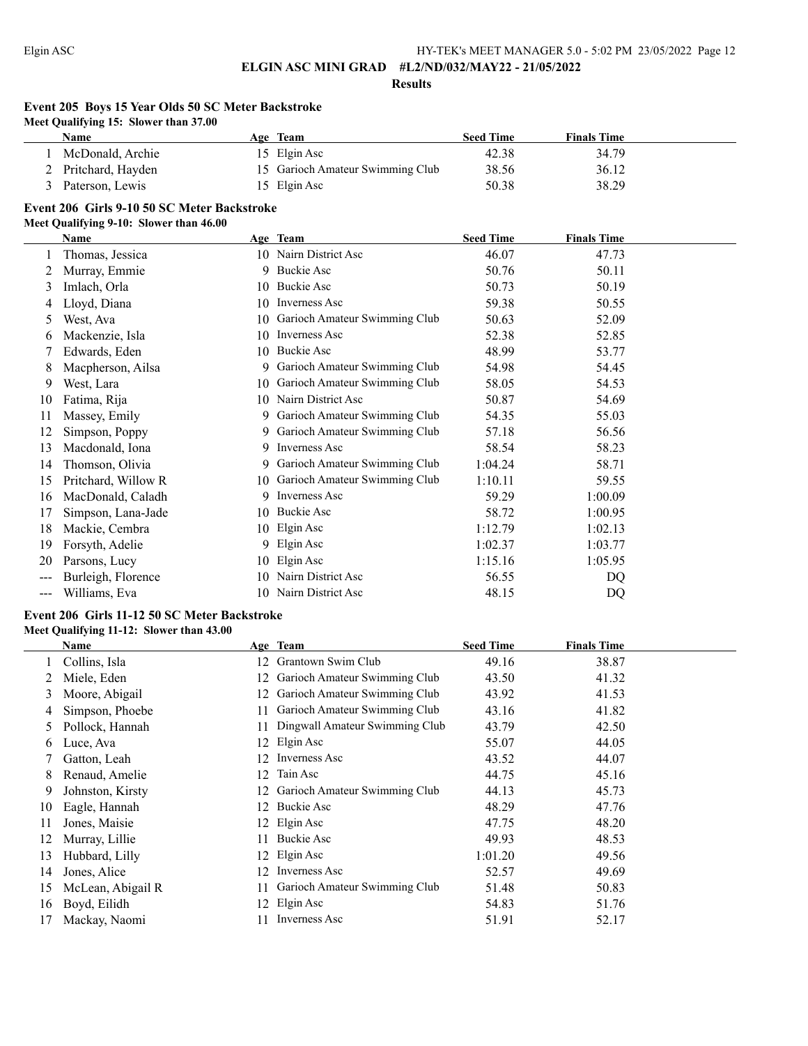**ELGIN ASC MINI GRAD #L2/ND/032/MAY22 - 21/05/2022**

**Results**

### Event 205 Boys 15 Year Olds 50 SC Meter Backstroke

**Meet Qualifying 15: Slower than 37.00**

| | Name | Age | Team | Seed Time | Finals Time |
|---|---|---|---|---|---|
| 1 | McDonald, Archie | 15 | Elgin Asc | 42.38 | 34.79 |
| 2 | Pritchard, Hayden | 15 | Garioch Amateur Swimming Club | 38.56 | 36.12 |
| 3 | Paterson, Lewis | 15 | Elgin Asc | 50.38 | 38.29 |

### Event 206 Girls 9-10 50 SC Meter Backstroke

**Meet Qualifying 9-10: Slower than 46.00**

| | Name | Age | Team | Seed Time | Finals Time |
|---|---|---|---|---|---|
| 1 | Thomas, Jessica | 10 | Nairn District Asc | 46.07 | 47.73 |
| 2 | Murray, Emmie | 9 | Buckie Asc | 50.76 | 50.11 |
| 3 | Imlach, Orla | 10 | Buckie Asc | 50.73 | 50.19 |
| 4 | Lloyd, Diana | 10 | Inverness Asc | 59.38 | 50.55 |
| 5 | West, Ava | 10 | Garioch Amateur Swimming Club | 50.63 | 52.09 |
| 6 | Mackenzie, Isla | 10 | Inverness Asc | 52.38 | 52.85 |
| 7 | Edwards, Eden | 10 | Buckie Asc | 48.99 | 53.77 |
| 8 | Macpherson, Ailsa | 9 | Garioch Amateur Swimming Club | 54.98 | 54.45 |
| 9 | West, Lara | 10 | Garioch Amateur Swimming Club | 58.05 | 54.53 |
| 10 | Fatima, Rija | 10 | Nairn District Asc | 50.87 | 54.69 |
| 11 | Massey, Emily | 9 | Garioch Amateur Swimming Club | 54.35 | 55.03 |
| 12 | Simpson, Poppy | 9 | Garioch Amateur Swimming Club | 57.18 | 56.56 |
| 13 | Macdonald, Iona | 9 | Inverness Asc | 58.54 | 58.23 |
| 14 | Thomson, Olivia | 9 | Garioch Amateur Swimming Club | 1:04.24 | 58.71 |
| 15 | Pritchard, Willow R | 10 | Garioch Amateur Swimming Club | 1:10.11 | 59.55 |
| 16 | MacDonald, Caladh | 9 | Inverness Asc | 59.29 | 1:00.09 |
| 17 | Simpson, Lana-Jade | 10 | Buckie Asc | 58.72 | 1:00.95 |
| 18 | Mackie, Cembra | 10 | Elgin Asc | 1:12.79 | 1:02.13 |
| 19 | Forsyth, Adelie | 9 | Elgin Asc | 1:02.37 | 1:03.77 |
| 20 | Parsons, Lucy | 10 | Elgin Asc | 1:15.16 | 1:05.95 |
| --- | Burleigh, Florence | 10 | Nairn District Asc | 56.55 | DQ |
| --- | Williams, Eva | 10 | Nairn District Asc | 48.15 | DQ |

### Event 206 Girls 11-12 50 SC Meter Backstroke

**Meet Qualifying 11-12: Slower than 43.00**

| | Name | Age | Team | Seed Time | Finals Time |
|---|---|---|---|---|---|
| 1 | Collins, Isla | 12 | Grantown Swim Club | 49.16 | 38.87 |
| 2 | Miele, Eden | 12 | Garioch Amateur Swimming Club | 43.50 | 41.32 |
| 3 | Moore, Abigail | 12 | Garioch Amateur Swimming Club | 43.92 | 41.53 |
| 4 | Simpson, Phoebe | 11 | Garioch Amateur Swimming Club | 43.16 | 41.82 |
| 5 | Pollock, Hannah | 11 | Dingwall Amateur Swimming Club | 43.79 | 42.50 |
| 6 | Luce, Ava | 12 | Elgin Asc | 55.07 | 44.05 |
| 7 | Gatton, Leah | 12 | Inverness Asc | 43.52 | 44.07 |
| 8 | Renaud, Amelie | 12 | Tain Asc | 44.75 | 45.16 |
| 9 | Johnston, Kirsty | 12 | Garioch Amateur Swimming Club | 44.13 | 45.73 |
| 10 | Eagle, Hannah | 12 | Buckie Asc | 48.29 | 47.76 |
| 11 | Jones, Maisie | 12 | Elgin Asc | 47.75 | 48.20 |
| 12 | Murray, Lillie | 11 | Buckie Asc | 49.93 | 48.53 |
| 13 | Hubbard, Lilly | 12 | Elgin Asc | 1:01.20 | 49.56 |
| 14 | Jones, Alice | 12 | Inverness Asc | 52.57 | 49.69 |
| 15 | McLean, Abigail R | 11 | Garioch Amateur Swimming Club | 51.48 | 50.83 |
| 16 | Boyd, Eilidh | 12 | Elgin Asc | 54.83 | 51.76 |
| 17 | Mackay, Naomi | 11 | Inverness Asc | 51.91 | 52.17 |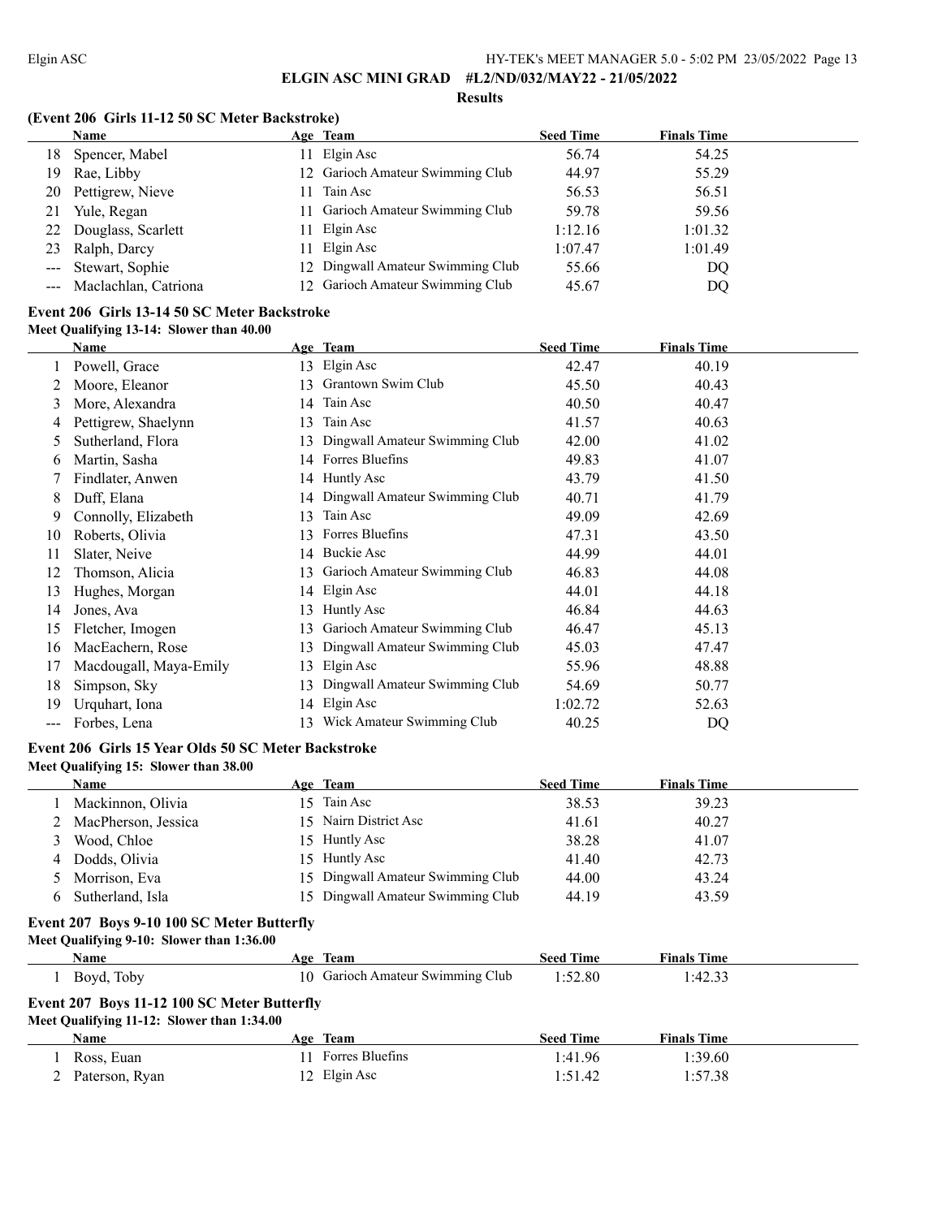# ELGIN ASC MINI GRAD #L2/ND/032/MAY22 - 21/05/2022

## Results

### (Event 206 Girls 11-12 50 SC Meter Backstroke)

| | Name | Age | Team | Seed Time | Finals Time |
|---|---|---|---|---|---|
| 18 | Spencer, Mabel | 11 | Elgin Asc | 56.74 | 54.25 |
| 19 | Rae, Libby | 12 | Garioch Amateur Swimming Club | 44.97 | 55.29 |
| 20 | Pettigrew, Nieve | 11 | Tain Asc | 56.53 | 56.51 |
| 21 | Yule, Regan | 11 | Garioch Amateur Swimming Club | 59.78 | 59.56 |
| 22 | Douglass, Scarlett | 11 | Elgin Asc | 1:12.16 | 1:01.32 |
| 23 | Ralph, Darcy | 11 | Elgin Asc | 1:07.47 | 1:01.49 |
| --- | Stewart, Sophie | 12 | Dingwall Amateur Swimming Club | 55.66 | DQ |
| --- | Maclachlan, Catriona | 12 | Garioch Amateur Swimming Club | 45.67 | DQ |

### Event 206 Girls 13-14 50 SC Meter Backstroke

**Meet Qualifying 13-14: Slower than 40.00**

| | Name | Age | Team | Seed Time | Finals Time |
|---|---|---|---|---|---|
| 1 | Powell, Grace | 13 | Elgin Asc | 42.47 | 40.19 |
| 2 | Moore, Eleanor | 13 | Grantown Swim Club | 45.50 | 40.43 |
| 3 | More, Alexandra | 14 | Tain Asc | 40.50 | 40.47 |
| 4 | Pettigrew, Shaelynn | 13 | Tain Asc | 41.57 | 40.63 |
| 5 | Sutherland, Flora | 13 | Dingwall Amateur Swimming Club | 42.00 | 41.02 |
| 6 | Martin, Sasha | 14 | Forres Bluefins | 49.83 | 41.07 |
| 7 | Findlater, Anwen | 14 | Huntly Asc | 43.79 | 41.50 |
| 8 | Duff, Elana | 14 | Dingwall Amateur Swimming Club | 40.71 | 41.79 |
| 9 | Connolly, Elizabeth | 13 | Tain Asc | 49.09 | 42.69 |
| 10 | Roberts, Olivia | 13 | Forres Bluefins | 47.31 | 43.50 |
| 11 | Slater, Neive | 14 | Buckie Asc | 44.99 | 44.01 |
| 12 | Thomson, Alicia | 13 | Garioch Amateur Swimming Club | 46.83 | 44.08 |
| 13 | Hughes, Morgan | 14 | Elgin Asc | 44.01 | 44.18 |
| 14 | Jones, Ava | 13 | Huntly Asc | 46.84 | 44.63 |
| 15 | Fletcher, Imogen | 13 | Garioch Amateur Swimming Club | 46.47 | 45.13 |
| 16 | MacEachern, Rose | 13 | Dingwall Amateur Swimming Club | 45.03 | 47.47 |
| 17 | Macdougall, Maya-Emily | 13 | Elgin Asc | 55.96 | 48.88 |
| 18 | Simpson, Sky | 13 | Dingwall Amateur Swimming Club | 54.69 | 50.77 |
| 19 | Urquhart, Iona | 14 | Elgin Asc | 1:02.72 | 52.63 |
| --- | Forbes, Lena | 13 | Wick Amateur Swimming Club | 40.25 | DQ |

### Event 206 Girls 15 Year Olds 50 SC Meter Backstroke

**Meet Qualifying 15: Slower than 38.00**

| | Name | Age | Team | Seed Time | Finals Time |
|---|---|---|---|---|---|
| 1 | Mackinnon, Olivia | 15 | Tain Asc | 38.53 | 39.23 |
| 2 | MacPherson, Jessica | 15 | Nairn District Asc | 41.61 | 40.27 |
| 3 | Wood, Chloe | 15 | Huntly Asc | 38.28 | 41.07 |
| 4 | Dodds, Olivia | 15 | Huntly Asc | 41.40 | 42.73 |
| 5 | Morrison, Eva | 15 | Dingwall Amateur Swimming Club | 44.00 | 43.24 |
| 6 | Sutherland, Isla | 15 | Dingwall Amateur Swimming Club | 44.19 | 43.59 |

### Event 207 Boys 9-10 100 SC Meter Butterfly

**Meet Qualifying 9-10: Slower than 1:36.00**

| | Name | Age | Team | Seed Time | Finals Time |
|---|---|---|---|---|---|
| 1 | Boyd, Toby | 10 | Garioch Amateur Swimming Club | 1:52.80 | 1:42.33 |

### Event 207 Boys 11-12 100 SC Meter Butterfly

**Meet Qualifying 11-12: Slower than 1:34.00**

| | Name | Age | Team | Seed Time | Finals Time |
|---|---|---|---|---|---|
| 1 | Ross, Euan | 11 | Forres Bluefins | 1:41.96 | 1:39.60 |
| 2 | Paterson, Ryan | 12 | Elgin Asc | 1:51.42 | 1:57.38 |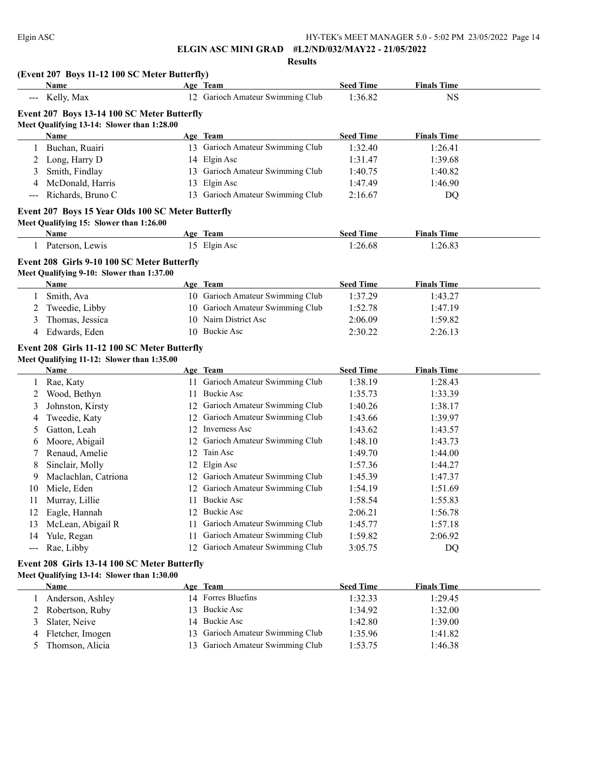**ELGIN ASC MINI GRAD #L2/ND/032/MAY22 - 21/05/2022**

**Results**

### (Event 207 Boys 11-12 100 SC Meter Butterfly)

| | Name | Age | Team | Seed Time | Finals Time |
|---|---|---|---|---|---|
| --- | Kelly, Max | 12 | Garioch Amateur Swimming Club | 1:36.82 | NS |

### Event 207 Boys 13-14 100 SC Meter Butterfly

**Meet Qualifying 13-14: Slower than 1:28.00**

| | Name | Age | Team | Seed Time | Finals Time |
|---|---|---|---|---|---|
| 1 | Buchan, Ruairi | 13 | Garioch Amateur Swimming Club | 1:32.40 | 1:26.41 |
| 2 | Long, Harry D | 14 | Elgin Asc | 1:31.47 | 1:39.68 |
| 3 | Smith, Findlay | 13 | Garioch Amateur Swimming Club | 1:40.75 | 1:40.82 |
| 4 | McDonald, Harris | 13 | Elgin Asc | 1:47.49 | 1:46.90 |
| --- | Richards, Bruno C | 13 | Garioch Amateur Swimming Club | 2:16.67 | DQ |

### Event 207 Boys 15 Year Olds 100 SC Meter Butterfly

**Meet Qualifying 15: Slower than 1:26.00**

| | Name | Age | Team | Seed Time | Finals Time |
|---|---|---|---|---|---|
| 1 | Paterson, Lewis | 15 | Elgin Asc | 1:26.68 | 1:26.83 |

### Event 208 Girls 9-10 100 SC Meter Butterfly

**Meet Qualifying 9-10: Slower than 1:37.00**

| | Name | Age | Team | Seed Time | Finals Time |
|---|---|---|---|---|---|
| 1 | Smith, Ava | 10 | Garioch Amateur Swimming Club | 1:37.29 | 1:43.27 |
| 2 | Tweedie, Libby | 10 | Garioch Amateur Swimming Club | 1:52.78 | 1:47.19 |
| 3 | Thomas, Jessica | 10 | Nairn District Asc | 2:06.09 | 1:59.82 |
| 4 | Edwards, Eden | 10 | Buckie Asc | 2:30.22 | 2:26.13 |

### Event 208 Girls 11-12 100 SC Meter Butterfly

**Meet Qualifying 11-12: Slower than 1:35.00**

| | Name | Age | Team | Seed Time | Finals Time |
|---|---|---|---|---|---|
| 1 | Rae, Katy | 11 | Garioch Amateur Swimming Club | 1:38.19 | 1:28.43 |
| 2 | Wood, Bethyn | 11 | Buckie Asc | 1:35.73 | 1:33.39 |
| 3 | Johnston, Kirsty | 12 | Garioch Amateur Swimming Club | 1:40.26 | 1:38.17 |
| 4 | Tweedie, Katy | 12 | Garioch Amateur Swimming Club | 1:43.66 | 1:39.97 |
| 5 | Gatton, Leah | 12 | Inverness Asc | 1:43.62 | 1:43.57 |
| 6 | Moore, Abigail | 12 | Garioch Amateur Swimming Club | 1:48.10 | 1:43.73 |
| 7 | Renaud, Amelie | 12 | Tain Asc | 1:49.70 | 1:44.00 |
| 8 | Sinclair, Molly | 12 | Elgin Asc | 1:57.36 | 1:44.27 |
| 9 | Maclachlan, Catriona | 12 | Garioch Amateur Swimming Club | 1:45.39 | 1:47.37 |
| 10 | Miele, Eden | 12 | Garioch Amateur Swimming Club | 1:54.19 | 1:51.69 |
| 11 | Murray, Lillie | 11 | Buckie Asc | 1:58.54 | 1:55.83 |
| 12 | Eagle, Hannah | 12 | Buckie Asc | 2:06.21 | 1:56.78 |
| 13 | McLean, Abigail R | 11 | Garioch Amateur Swimming Club | 1:45.77 | 1:57.18 |
| 14 | Yule, Regan | 11 | Garioch Amateur Swimming Club | 1:59.82 | 2:06.92 |
| --- | Rae, Libby | 12 | Garioch Amateur Swimming Club | 3:05.75 | DQ |

### Event 208 Girls 13-14 100 SC Meter Butterfly

**Meet Qualifying 13-14: Slower than 1:30.00**

| | Name | Age | Team | Seed Time | Finals Time |
|---|---|---|---|---|---|
| 1 | Anderson, Ashley | 14 | Forres Bluefins | 1:32.33 | 1:29.45 |
| 2 | Robertson, Ruby | 13 | Buckie Asc | 1:34.92 | 1:32.00 |
| 3 | Slater, Neive | 14 | Buckie Asc | 1:42.80 | 1:39.00 |
| 4 | Fletcher, Imogen | 13 | Garioch Amateur Swimming Club | 1:35.96 | 1:41.82 |
| 5 | Thomson, Alicia | 13 | Garioch Amateur Swimming Club | 1:53.75 | 1:46.38 |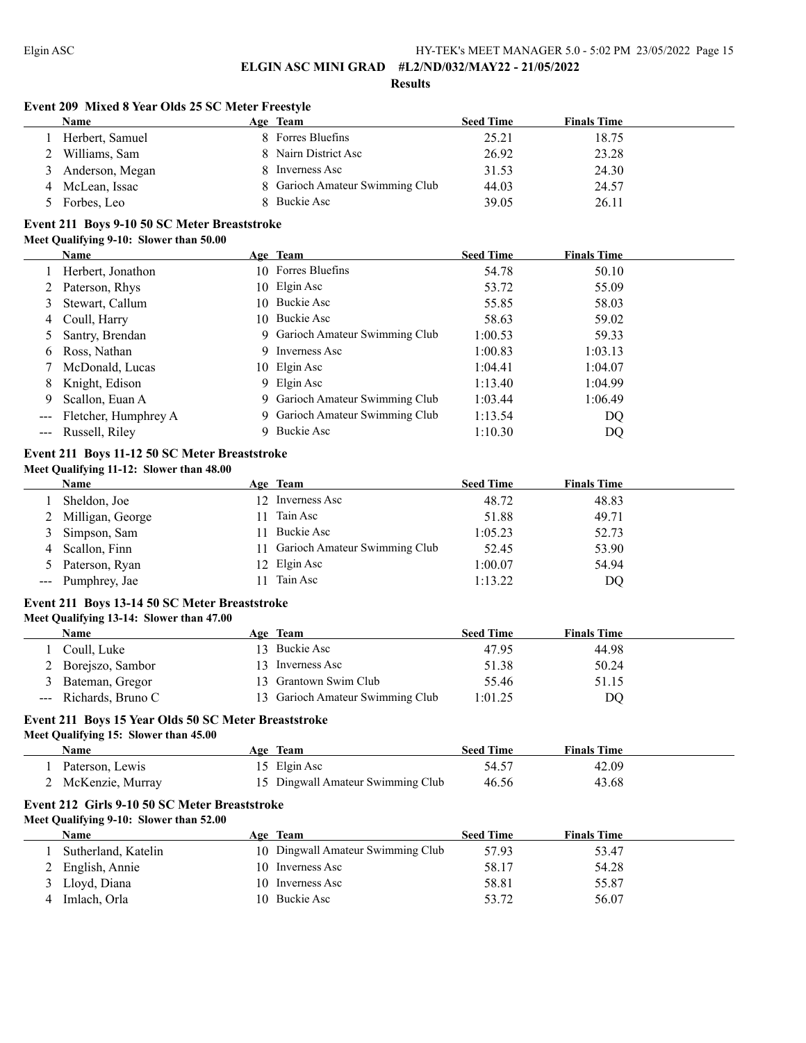**ELGIN ASC MINI GRAD #L2/ND/032/MAY22 - 21/05/2022**

**Results**

### Event 209 Mixed 8 Year Olds 25 SC Meter Freestyle

| | Name | Age | Team | Seed Time | Finals Time |
|---|---|---|---|---|---|
| 1 | Herbert, Samuel | 8 | Forres Bluefins | 25.21 | 18.75 |
| 2 | Williams, Sam | 8 | Nairn District Asc | 26.92 | 23.28 |
| 3 | Anderson, Megan | 8 | Inverness Asc | 31.53 | 24.30 |
| 4 | McLean, Issac | 8 | Garioch Amateur Swimming Club | 44.03 | 24.57 |
| 5 | Forbes, Leo | 8 | Buckie Asc | 39.05 | 26.11 |

### Event 211 Boys 9-10 50 SC Meter Breaststroke

**Meet Qualifying 9-10: Slower than 50.00**

| | Name | Age | Team | Seed Time | Finals Time |
|---|---|---|---|---|---|
| 1 | Herbert, Jonathon | 10 | Forres Bluefins | 54.78 | 50.10 |
| 2 | Paterson, Rhys | 10 | Elgin Asc | 53.72 | 55.09 |
| 3 | Stewart, Callum | 10 | Buckie Asc | 55.85 | 58.03 |
| 4 | Coull, Harry | 10 | Buckie Asc | 58.63 | 59.02 |
| 5 | Santry, Brendan | 9 | Garioch Amateur Swimming Club | 1:00.53 | 59.33 |
| 6 | Ross, Nathan | 9 | Inverness Asc | 1:00.83 | 1:03.13 |
| 7 | McDonald, Lucas | 10 | Elgin Asc | 1:04.41 | 1:04.07 |
| 8 | Knight, Edison | 9 | Elgin Asc | 1:13.40 | 1:04.99 |
| 9 | Scallon, Euan A | 9 | Garioch Amateur Swimming Club | 1:03.44 | 1:06.49 |
| --- | Fletcher, Humphrey A | 9 | Garioch Amateur Swimming Club | 1:13.54 | DQ |
| --- | Russell, Riley | 9 | Buckie Asc | 1:10.30 | DQ |

### Event 211 Boys 11-12 50 SC Meter Breaststroke

**Meet Qualifying 11-12: Slower than 48.00**

| | Name | Age | Team | Seed Time | Finals Time |
|---|---|---|---|---|---|
| 1 | Sheldon, Joe | 12 | Inverness Asc | 48.72 | 48.83 |
| 2 | Milligan, George | 11 | Tain Asc | 51.88 | 49.71 |
| 3 | Simpson, Sam | 11 | Buckie Asc | 1:05.23 | 52.73 |
| 4 | Scallon, Finn | 11 | Garioch Amateur Swimming Club | 52.45 | 53.90 |
| 5 | Paterson, Ryan | 12 | Elgin Asc | 1:00.07 | 54.94 |
| --- | Pumphrey, Jae | 11 | Tain Asc | 1:13.22 | DQ |

### Event 211 Boys 13-14 50 SC Meter Breaststroke

**Meet Qualifying 13-14: Slower than 47.00**

| | Name | Age | Team | Seed Time | Finals Time |
|---|---|---|---|---|---|
| 1 | Coull, Luke | 13 | Buckie Asc | 47.95 | 44.98 |
| 2 | Borejszo, Sambor | 13 | Inverness Asc | 51.38 | 50.24 |
| 3 | Bateman, Gregor | 13 | Grantown Swim Club | 55.46 | 51.15 |
| --- | Richards, Bruno C | 13 | Garioch Amateur Swimming Club | 1:01.25 | DQ |

### Event 211 Boys 15 Year Olds 50 SC Meter Breaststroke

**Meet Qualifying 15: Slower than 45.00**

| | Name | Age | Team | Seed Time | Finals Time |
|---|---|---|---|---|---|
| 1 | Paterson, Lewis | 15 | Elgin Asc | 54.57 | 42.09 |
| 2 | McKenzie, Murray | 15 | Dingwall Amateur Swimming Club | 46.56 | 43.68 |

### Event 212 Girls 9-10 50 SC Meter Breaststroke

**Meet Qualifying 9-10: Slower than 52.00**

| | Name | Age | Team | Seed Time | Finals Time |
|---|---|---|---|---|---|
| 1 | Sutherland, Katelin | 10 | Dingwall Amateur Swimming Club | 57.93 | 53.47 |
| 2 | English, Annie | 10 | Inverness Asc | 58.17 | 54.28 |
| 3 | Lloyd, Diana | 10 | Inverness Asc | 58.81 | 55.87 |
| 4 | Imlach, Orla | 10 | Buckie Asc | 53.72 | 56.07 |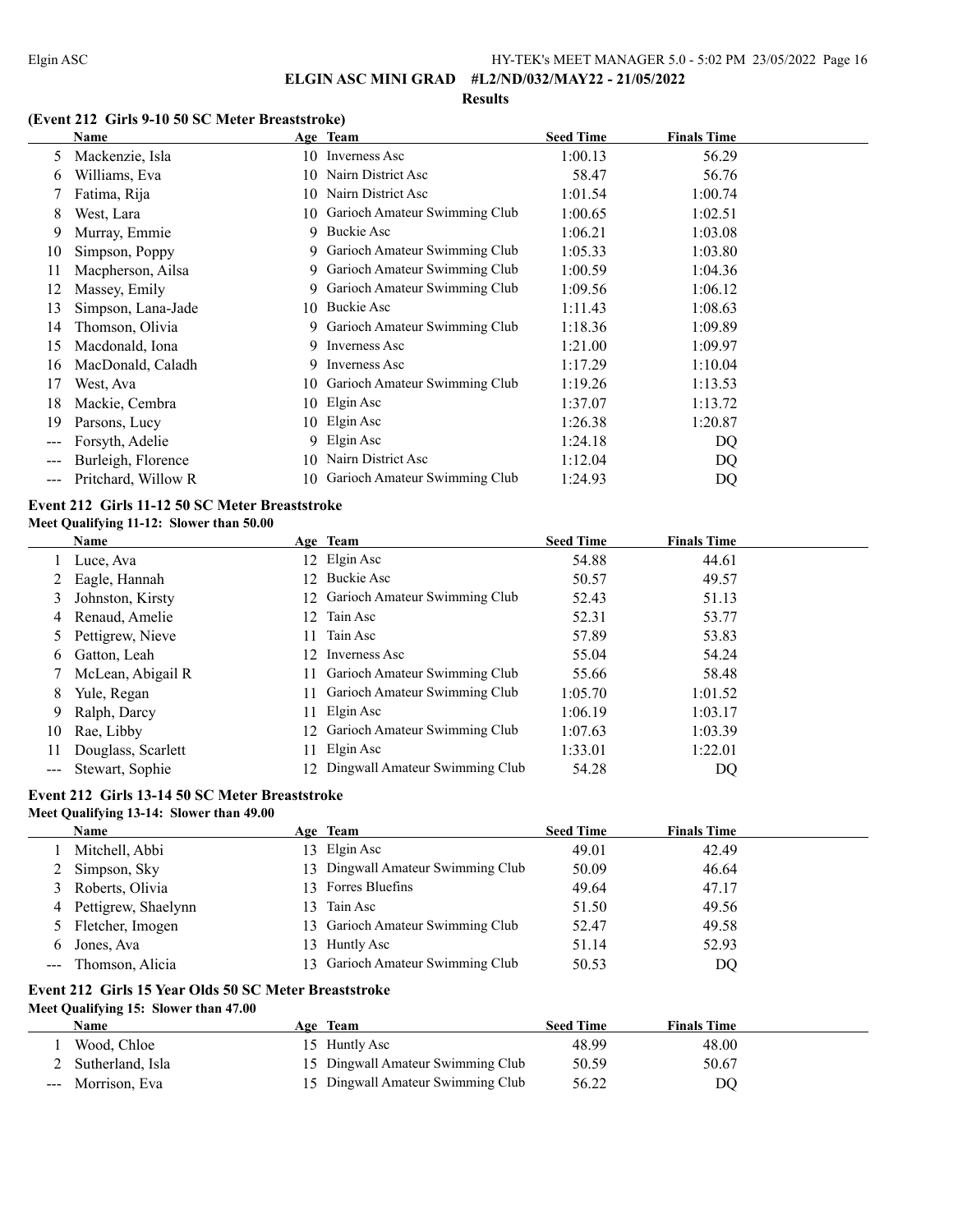**ELGIN ASC MINI GRAD #L2/ND/032/MAY22 - 21/05/2022**

**Results**

### (Event 212 Girls 9-10 50 SC Meter Breaststroke)

| | Name | Age | Team | Seed Time | Finals Time |
|---|---|---|---|---|---|
| 5 | Mackenzie, Isla | 10 | Inverness Asc | 1:00.13 | 56.29 |
| 6 | Williams, Eva | 10 | Nairn District Asc | 58.47 | 56.76 |
| 7 | Fatima, Rija | 10 | Nairn District Asc | 1:01.54 | 1:00.74 |
| 8 | West, Lara | 10 | Garioch Amateur Swimming Club | 1:00.65 | 1:02.51 |
| 9 | Murray, Emmie | 9 | Buckie Asc | 1:06.21 | 1:03.08 |
| 10 | Simpson, Poppy | 9 | Garioch Amateur Swimming Club | 1:05.33 | 1:03.80 |
| 11 | Macpherson, Ailsa | 9 | Garioch Amateur Swimming Club | 1:00.59 | 1:04.36 |
| 12 | Massey, Emily | 9 | Garioch Amateur Swimming Club | 1:09.56 | 1:06.12 |
| 13 | Simpson, Lana-Jade | 10 | Buckie Asc | 1:11.43 | 1:08.63 |
| 14 | Thomson, Olivia | 9 | Garioch Amateur Swimming Club | 1:18.36 | 1:09.89 |
| 15 | Macdonald, Iona | 9 | Inverness Asc | 1:21.00 | 1:09.97 |
| 16 | MacDonald, Caladh | 9 | Inverness Asc | 1:17.29 | 1:10.04 |
| 17 | West, Ava | 10 | Garioch Amateur Swimming Club | 1:19.26 | 1:13.53 |
| 18 | Mackie, Cembra | 10 | Elgin Asc | 1:37.07 | 1:13.72 |
| 19 | Parsons, Lucy | 10 | Elgin Asc | 1:26.38 | 1:20.87 |
| --- | Forsyth, Adelie | 9 | Elgin Asc | 1:24.18 | DQ |
| --- | Burleigh, Florence | 10 | Nairn District Asc | 1:12.04 | DQ |
| --- | Pritchard, Willow R | 10 | Garioch Amateur Swimming Club | 1:24.93 | DQ |

### Event 212 Girls 11-12 50 SC Meter Breaststroke

**Meet Qualifying 11-12: Slower than 50.00**

| | Name | Age | Team | Seed Time | Finals Time |
|---|---|---|---|---|---|
| 1 | Luce, Ava | 12 | Elgin Asc | 54.88 | 44.61 |
| 2 | Eagle, Hannah | 12 | Buckie Asc | 50.57 | 49.57 |
| 3 | Johnston, Kirsty | 12 | Garioch Amateur Swimming Club | 52.43 | 51.13 |
| 4 | Renaud, Amelie | 12 | Tain Asc | 52.31 | 53.77 |
| 5 | Pettigrew, Nieve | 11 | Tain Asc | 57.89 | 53.83 |
| 6 | Gatton, Leah | 12 | Inverness Asc | 55.04 | 54.24 |
| 7 | McLean, Abigail R | 11 | Garioch Amateur Swimming Club | 55.66 | 58.48 |
| 8 | Yule, Regan | 11 | Garioch Amateur Swimming Club | 1:05.70 | 1:01.52 |
| 9 | Ralph, Darcy | 11 | Elgin Asc | 1:06.19 | 1:03.17 |
| 10 | Rae, Libby | 12 | Garioch Amateur Swimming Club | 1:07.63 | 1:03.39 |
| 11 | Douglass, Scarlett | 11 | Elgin Asc | 1:33.01 | 1:22.01 |
| --- | Stewart, Sophie | 12 | Dingwall Amateur Swimming Club | 54.28 | DQ |

### Event 212 Girls 13-14 50 SC Meter Breaststroke

**Meet Qualifying 13-14: Slower than 49.00**

| | Name | Age | Team | Seed Time | Finals Time |
|---|---|---|---|---|---|
| 1 | Mitchell, Abbi | 13 | Elgin Asc | 49.01 | 42.49 |
| 2 | Simpson, Sky | 13 | Dingwall Amateur Swimming Club | 50.09 | 46.64 |
| 3 | Roberts, Olivia | 13 | Forres Bluefins | 49.64 | 47.17 |
| 4 | Pettigrew, Shaelynn | 13 | Tain Asc | 51.50 | 49.56 |
| 5 | Fletcher, Imogen | 13 | Garioch Amateur Swimming Club | 52.47 | 49.58 |
| 6 | Jones, Ava | 13 | Huntly Asc | 51.14 | 52.93 |
| --- | Thomson, Alicia | 13 | Garioch Amateur Swimming Club | 50.53 | DQ |

### Event 212 Girls 15 Year Olds 50 SC Meter Breaststroke

**Meet Qualifying 15: Slower than 47.00**

| | Name | Age | Team | Seed Time | Finals Time |
|---|---|---|---|---|---|
| 1 | Wood, Chloe | 15 | Huntly Asc | 48.99 | 48.00 |
| 2 | Sutherland, Isla | 15 | Dingwall Amateur Swimming Club | 50.59 | 50.67 |
| --- | Morrison, Eva | 15 | Dingwall Amateur Swimming Club | 56.22 | DQ |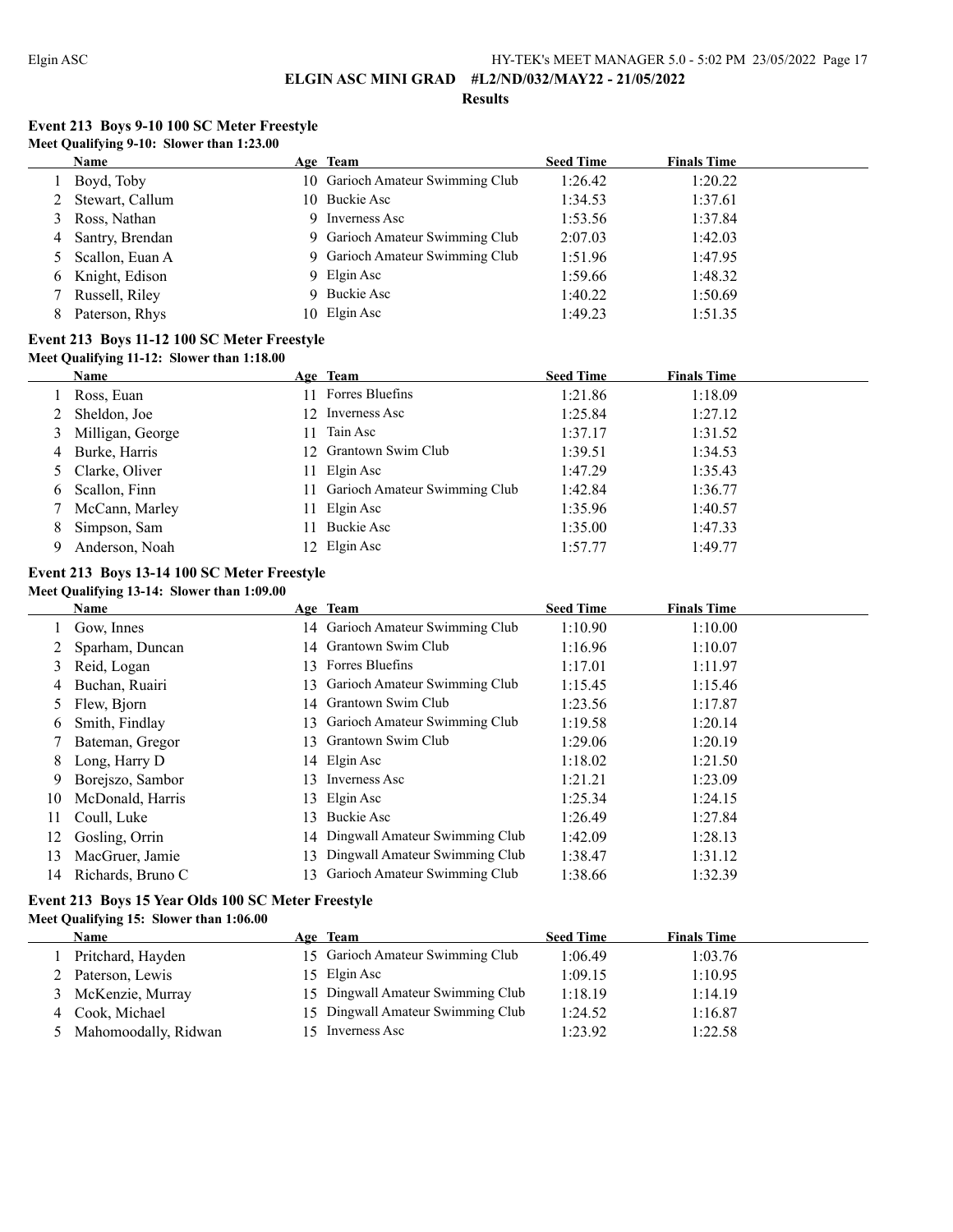## ELGIN ASC MINI GRAD #L2/ND/032/MAY22 - 21/05/2022

### Results

### Event 213 Boys 9-10 100 SC Meter Freestyle

**Meet Qualifying 9-10: Slower than 1:23.00**

| | Name | Age | Team | Seed Time | Finals Time |
|---|---|---|---|---|---|
| 1 | Boyd, Toby | 10 | Garioch Amateur Swimming Club | 1:26.42 | 1:20.22 |
| 2 | Stewart, Callum | 10 | Buckie Asc | 1:34.53 | 1:37.61 |
| 3 | Ross, Nathan | 9 | Inverness Asc | 1:53.56 | 1:37.84 |
| 4 | Santry, Brendan | 9 | Garioch Amateur Swimming Club | 2:07.03 | 1:42.03 |
| 5 | Scallon, Euan A | 9 | Garioch Amateur Swimming Club | 1:51.96 | 1:47.95 |
| 6 | Knight, Edison | 9 | Elgin Asc | 1:59.66 | 1:48.32 |
| 7 | Russell, Riley | 9 | Buckie Asc | 1:40.22 | 1:50.69 |
| 8 | Paterson, Rhys | 10 | Elgin Asc | 1:49.23 | 1:51.35 |

### Event 213 Boys 11-12 100 SC Meter Freestyle

**Meet Qualifying 11-12: Slower than 1:18.00**

| | Name | Age | Team | Seed Time | Finals Time |
|---|---|---|---|---|---|
| 1 | Ross, Euan | 11 | Forres Bluefins | 1:21.86 | 1:18.09 |
| 2 | Sheldon, Joe | 12 | Inverness Asc | 1:25.84 | 1:27.12 |
| 3 | Milligan, George | 11 | Tain Asc | 1:37.17 | 1:31.52 |
| 4 | Burke, Harris | 12 | Grantown Swim Club | 1:39.51 | 1:34.53 |
| 5 | Clarke, Oliver | 11 | Elgin Asc | 1:47.29 | 1:35.43 |
| 6 | Scallon, Finn | 11 | Garioch Amateur Swimming Club | 1:42.84 | 1:36.77 |
| 7 | McCann, Marley | 11 | Elgin Asc | 1:35.96 | 1:40.57 |
| 8 | Simpson, Sam | 11 | Buckie Asc | 1:35.00 | 1:47.33 |
| 9 | Anderson, Noah | 12 | Elgin Asc | 1:57.77 | 1:49.77 |

### Event 213 Boys 13-14 100 SC Meter Freestyle

**Meet Qualifying 13-14: Slower than 1:09.00**

| | Name | Age | Team | Seed Time | Finals Time |
|---|---|---|---|---|---|
| 1 | Gow, Innes | 14 | Garioch Amateur Swimming Club | 1:10.90 | 1:10.00 |
| 2 | Sparham, Duncan | 14 | Grantown Swim Club | 1:16.96 | 1:10.07 |
| 3 | Reid, Logan | 13 | Forres Bluefins | 1:17.01 | 1:11.97 |
| 4 | Buchan, Ruairi | 13 | Garioch Amateur Swimming Club | 1:15.45 | 1:15.46 |
| 5 | Flew, Bjorn | 14 | Grantown Swim Club | 1:23.56 | 1:17.87 |
| 6 | Smith, Findlay | 13 | Garioch Amateur Swimming Club | 1:19.58 | 1:20.14 |
| 7 | Bateman, Gregor | 13 | Grantown Swim Club | 1:29.06 | 1:20.19 |
| 8 | Long, Harry D | 14 | Elgin Asc | 1:18.02 | 1:21.50 |
| 9 | Borejszo, Sambor | 13 | Inverness Asc | 1:21.21 | 1:23.09 |
| 10 | McDonald, Harris | 13 | Elgin Asc | 1:25.34 | 1:24.15 |
| 11 | Coull, Luke | 13 | Buckie Asc | 1:26.49 | 1:27.84 |
| 12 | Gosling, Orrin | 14 | Dingwall Amateur Swimming Club | 1:42.09 | 1:28.13 |
| 13 | MacGruer, Jamie | 13 | Dingwall Amateur Swimming Club | 1:38.47 | 1:31.12 |
| 14 | Richards, Bruno C | 13 | Garioch Amateur Swimming Club | 1:38.66 | 1:32.39 |

### Event 213 Boys 15 Year Olds 100 SC Meter Freestyle

**Meet Qualifying 15: Slower than 1:06.00**

| | Name | Age | Team | Seed Time | Finals Time |
|---|---|---|---|---|---|
| 1 | Pritchard, Hayden | 15 | Garioch Amateur Swimming Club | 1:06.49 | 1:03.76 |
| 2 | Paterson, Lewis | 15 | Elgin Asc | 1:09.15 | 1:10.95 |
| 3 | McKenzie, Murray | 15 | Dingwall Amateur Swimming Club | 1:18.19 | 1:14.19 |
| 4 | Cook, Michael | 15 | Dingwall Amateur Swimming Club | 1:24.52 | 1:16.87 |
| 5 | Mahomoodally, Ridwan | 15 | Inverness Asc | 1:23.92 | 1:22.58 |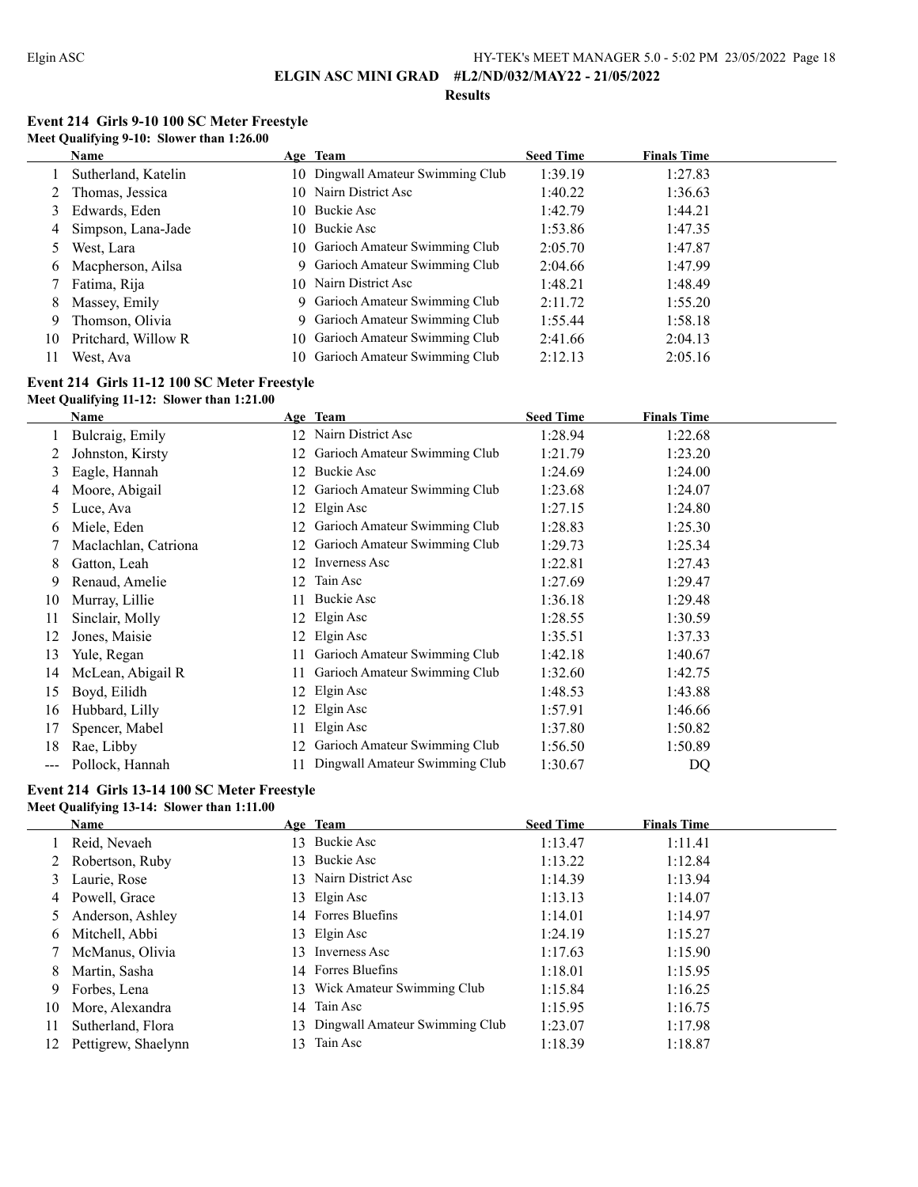# ELGIN ASC MINI GRAD #L2/ND/032/MAY22 - 21/05/2022

## Results

### Event 214 Girls 9-10 100 SC Meter Freestyle

**Meet Qualifying 9-10: Slower than 1:26.00**

| | Name | Age | Team | Seed Time | Finals Time |
|---|---|---|---|---|---|
| 1 | Sutherland, Katelin | 10 | Dingwall Amateur Swimming Club | 1:39.19 | 1:27.83 |
| 2 | Thomas, Jessica | 10 | Nairn District Asc | 1:40.22 | 1:36.63 |
| 3 | Edwards, Eden | 10 | Buckie Asc | 1:42.79 | 1:44.21 |
| 4 | Simpson, Lana-Jade | 10 | Buckie Asc | 1:53.86 | 1:47.35 |
| 5 | West, Lara | 10 | Garioch Amateur Swimming Club | 2:05.70 | 1:47.87 |
| 6 | Macpherson, Ailsa | 9 | Garioch Amateur Swimming Club | 2:04.66 | 1:47.99 |
| 7 | Fatima, Rija | 10 | Nairn District Asc | 1:48.21 | 1:48.49 |
| 8 | Massey, Emily | 9 | Garioch Amateur Swimming Club | 2:11.72 | 1:55.20 |
| 9 | Thomson, Olivia | 9 | Garioch Amateur Swimming Club | 1:55.44 | 1:58.18 |
| 10 | Pritchard, Willow R | 10 | Garioch Amateur Swimming Club | 2:41.66 | 2:04.13 |
| 11 | West, Ava | 10 | Garioch Amateur Swimming Club | 2:12.13 | 2:05.16 |

### Event 214 Girls 11-12 100 SC Meter Freestyle

**Meet Qualifying 11-12: Slower than 1:21.00**

| | Name | Age | Team | Seed Time | Finals Time |
|---|---|---|---|---|---|
| 1 | Bulcraig, Emily | 12 | Nairn District Asc | 1:28.94 | 1:22.68 |
| 2 | Johnston, Kirsty | 12 | Garioch Amateur Swimming Club | 1:21.79 | 1:23.20 |
| 3 | Eagle, Hannah | 12 | Buckie Asc | 1:24.69 | 1:24.00 |
| 4 | Moore, Abigail | 12 | Garioch Amateur Swimming Club | 1:23.68 | 1:24.07 |
| 5 | Luce, Ava | 12 | Elgin Asc | 1:27.15 | 1:24.80 |
| 6 | Miele, Eden | 12 | Garioch Amateur Swimming Club | 1:28.83 | 1:25.30 |
| 7 | Maclachlan, Catriona | 12 | Garioch Amateur Swimming Club | 1:29.73 | 1:25.34 |
| 8 | Gatton, Leah | 12 | Inverness Asc | 1:22.81 | 1:27.43 |
| 9 | Renaud, Amelie | 12 | Tain Asc | 1:27.69 | 1:29.47 |
| 10 | Murray, Lillie | 11 | Buckie Asc | 1:36.18 | 1:29.48 |
| 11 | Sinclair, Molly | 12 | Elgin Asc | 1:28.55 | 1:30.59 |
| 12 | Jones, Maisie | 12 | Elgin Asc | 1:35.51 | 1:37.33 |
| 13 | Yule, Regan | 11 | Garioch Amateur Swimming Club | 1:42.18 | 1:40.67 |
| 14 | McLean, Abigail R | 11 | Garioch Amateur Swimming Club | 1:32.60 | 1:42.75 |
| 15 | Boyd, Eilidh | 12 | Elgin Asc | 1:48.53 | 1:43.88 |
| 16 | Hubbard, Lilly | 12 | Elgin Asc | 1:57.91 | 1:46.66 |
| 17 | Spencer, Mabel | 11 | Elgin Asc | 1:37.80 | 1:50.82 |
| 18 | Rae, Libby | 12 | Garioch Amateur Swimming Club | 1:56.50 | 1:50.89 |
| --- | Pollock, Hannah | 11 | Dingwall Amateur Swimming Club | 1:30.67 | DQ |

### Event 214 Girls 13-14 100 SC Meter Freestyle

**Meet Qualifying 13-14: Slower than 1:11.00**

| | Name | Age | Team | Seed Time | Finals Time |
|---|---|---|---|---|---|
| 1 | Reid, Nevaeh | 13 | Buckie Asc | 1:13.47 | 1:11.41 |
| 2 | Robertson, Ruby | 13 | Buckie Asc | 1:13.22 | 1:12.84 |
| 3 | Laurie, Rose | 13 | Nairn District Asc | 1:14.39 | 1:13.94 |
| 4 | Powell, Grace | 13 | Elgin Asc | 1:13.13 | 1:14.07 |
| 5 | Anderson, Ashley | 14 | Forres Bluefins | 1:14.01 | 1:14.97 |
| 6 | Mitchell, Abbi | 13 | Elgin Asc | 1:24.19 | 1:15.27 |
| 7 | McManus, Olivia | 13 | Inverness Asc | 1:17.63 | 1:15.90 |
| 8 | Martin, Sasha | 14 | Forres Bluefins | 1:18.01 | 1:15.95 |
| 9 | Forbes, Lena | 13 | Wick Amateur Swimming Club | 1:15.84 | 1:16.25 |
| 10 | More, Alexandra | 14 | Tain Asc | 1:15.95 | 1:16.75 |
| 11 | Sutherland, Flora | 13 | Dingwall Amateur Swimming Club | 1:23.07 | 1:17.98 |
| 12 | Pettigrew, Shaelynn | 13 | Tain Asc | 1:18.39 | 1:18.87 |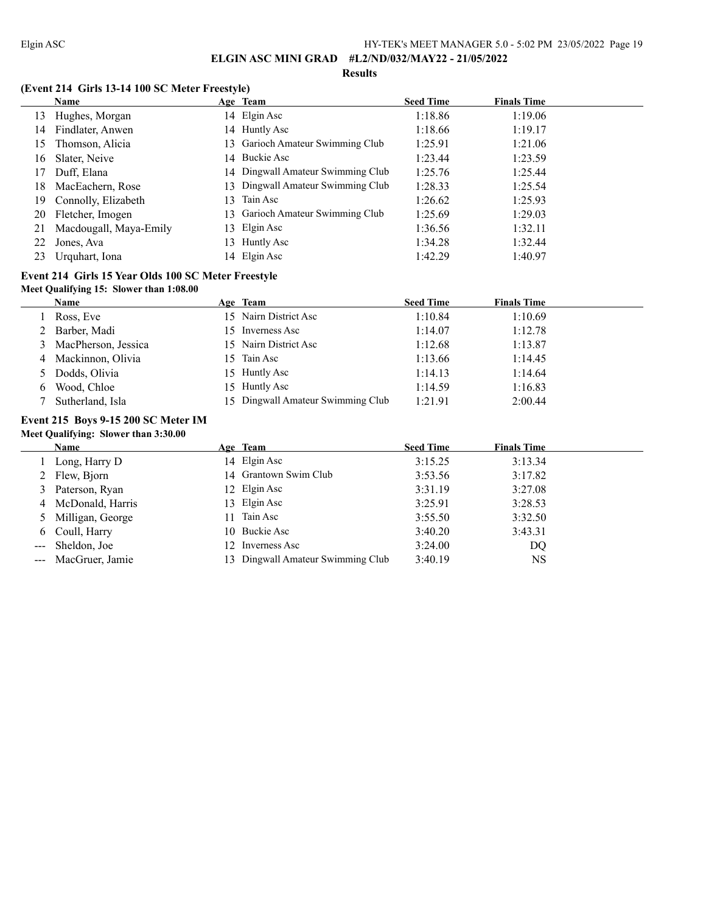**ELGIN ASC MINI GRAD #L2/ND/032/MAY22 - 21/05/2022**

**Results**

### (Event 214 Girls 13-14 100 SC Meter Freestyle)

| | Name | Age | Team | Seed Time | Finals Time |
|---|---|---|---|---|---|
| 13 | Hughes, Morgan | 14 | Elgin Asc | 1:18.86 | 1:19.06 |
| 14 | Findlater, Anwen | 14 | Huntly Asc | 1:18.66 | 1:19.17 |
| 15 | Thomson, Alicia | 13 | Garioch Amateur Swimming Club | 1:25.91 | 1:21.06 |
| 16 | Slater, Neive | 14 | Buckie Asc | 1:23.44 | 1:23.59 |
| 17 | Duff, Elana | 14 | Dingwall Amateur Swimming Club | 1:25.76 | 1:25.44 |
| 18 | MacEachern, Rose | 13 | Dingwall Amateur Swimming Club | 1:28.33 | 1:25.54 |
| 19 | Connolly, Elizabeth | 13 | Tain Asc | 1:26.62 | 1:25.93 |
| 20 | Fletcher, Imogen | 13 | Garioch Amateur Swimming Club | 1:25.69 | 1:29.03 |
| 21 | Macdougall, Maya-Emily | 13 | Elgin Asc | 1:36.56 | 1:32.11 |
| 22 | Jones, Ava | 13 | Huntly Asc | 1:34.28 | 1:32.44 |
| 23 | Urquhart, Iona | 14 | Elgin Asc | 1:42.29 | 1:40.97 |

### Event 214 Girls 15 Year Olds 100 SC Meter Freestyle

**Meet Qualifying 15: Slower than 1:08.00**

| | Name | Age | Team | Seed Time | Finals Time |
|---|---|---|---|---|---|
| 1 | Ross, Eve | 15 | Nairn District Asc | 1:10.84 | 1:10.69 |
| 2 | Barber, Madi | 15 | Inverness Asc | 1:14.07 | 1:12.78 |
| 3 | MacPherson, Jessica | 15 | Nairn District Asc | 1:12.68 | 1:13.87 |
| 4 | Mackinnon, Olivia | 15 | Tain Asc | 1:13.66 | 1:14.45 |
| 5 | Dodds, Olivia | 15 | Huntly Asc | 1:14.13 | 1:14.64 |
| 6 | Wood, Chloe | 15 | Huntly Asc | 1:14.59 | 1:16.83 |
| 7 | Sutherland, Isla | 15 | Dingwall Amateur Swimming Club | 1:21.91 | 2:00.44 |

### Event 215 Boys 9-15 200 SC Meter IM

**Meet Qualifying: Slower than 3:30.00**

| | Name | Age | Team | Seed Time | Finals Time |
|---|---|---|---|---|---|
| 1 | Long, Harry D | 14 | Elgin Asc | 3:15.25 | 3:13.34 |
| 2 | Flew, Bjorn | 14 | Grantown Swim Club | 3:53.56 | 3:17.82 |
| 3 | Paterson, Ryan | 12 | Elgin Asc | 3:31.19 | 3:27.08 |
| 4 | McDonald, Harris | 13 | Elgin Asc | 3:25.91 | 3:28.53 |
| 5 | Milligan, George | 11 | Tain Asc | 3:55.50 | 3:32.50 |
| 6 | Coull, Harry | 10 | Buckie Asc | 3:40.20 | 3:43.31 |
| --- | Sheldon, Joe | 12 | Inverness Asc | 3:24.00 | DQ |
| --- | MacGruer, Jamie | 13 | Dingwall Amateur Swimming Club | 3:40.19 | NS |